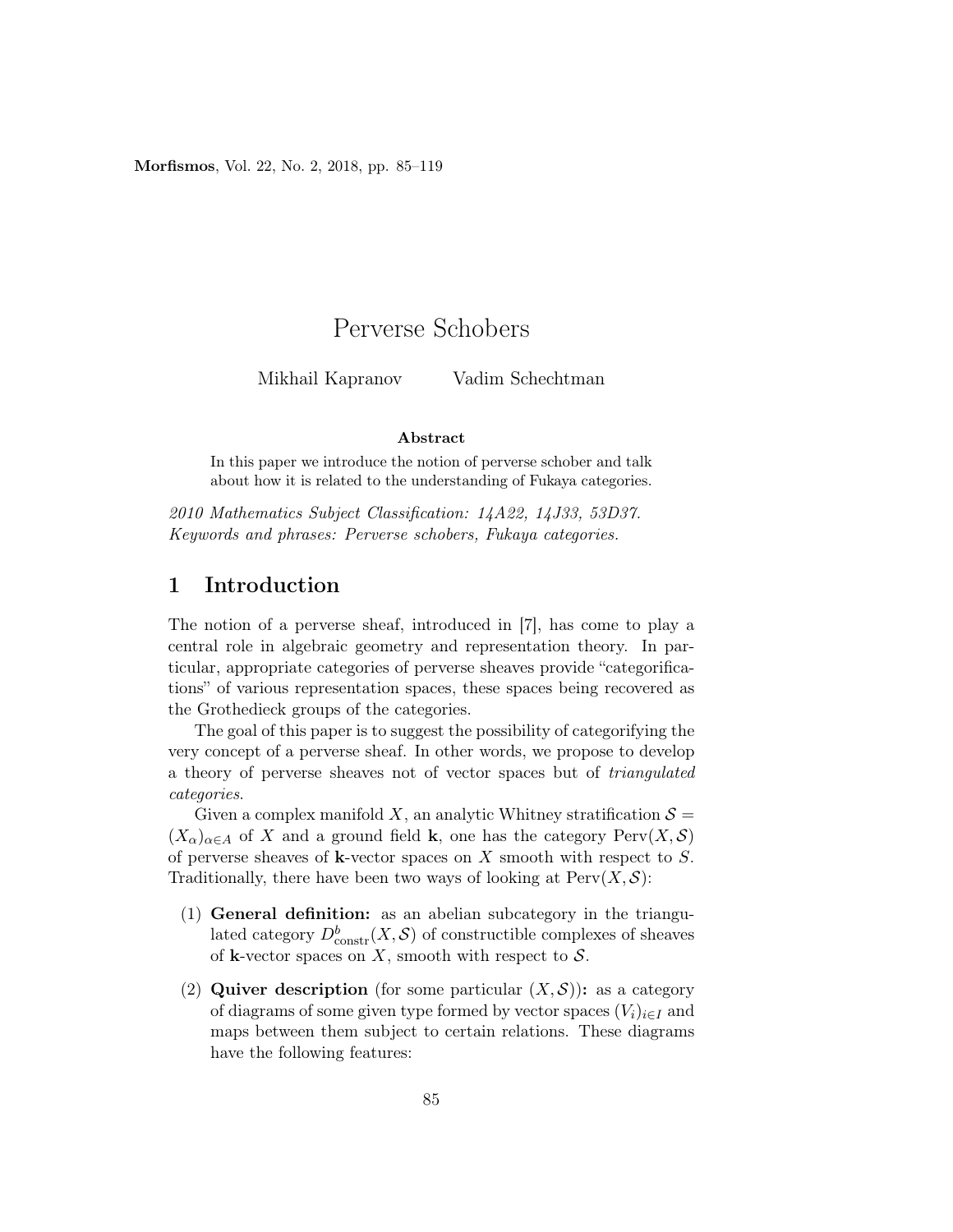# Perverse Schobers

Mikhail Kapranov Vadim Schechtman

**Abstract**

In this paper we introduce the notion of perverse schober and talk about how it is related to the understanding of Fukaya categories.

*2010 Mathematics Subject Classification: 14A22, 14J33, 53D37.*
*Keywords and phrases: Perverse schobers, Fukaya categories.*

## 1 Introduction

The notion of a perverse sheaf, introduced in [7], has come to play a central role in algebraic geometry and representation theory. In particular, appropriate categories of perverse sheaves provide "categorifications" of various representation spaces, these spaces being recovered as the Grothedieck groups of the categories.

The goal of this paper is to suggest the possibility of categorifying the very concept of a perverse sheaf. In other words, we propose to develop a theory of perverse sheaves not of vector spaces but of *triangulated categories*.

Given a complex manifold $X$, an analytic Whitney stratification $\mathcal{S} = (X_\alpha)_{\alpha \in A}$ of $X$ and a ground field $\mathbf{k}$, one has the category $\mathrm{Perv}(X, \mathcal{S})$ of perverse sheaves of $\mathbf{k}$-vector spaces on $X$ smooth with respect to $S$. Traditionally, there have been two ways of looking at $\mathrm{Perv}(X, \mathcal{S})$:

(1) **General definition:** as an abelian subcategory in the triangulated category $D^b_{\mathrm{constr}}(X, \mathcal{S})$ of constructible complexes of sheaves of $\mathbf{k}$-vector spaces on $X$, smooth with respect to $\mathcal{S}$.

(2) **Quiver description** (for some particular $(X, \mathcal{S})$)**:** as a category of diagrams of some given type formed by vector spaces $(V_i)_{i \in I}$ and maps between them subject to certain relations. These diagrams have the following features: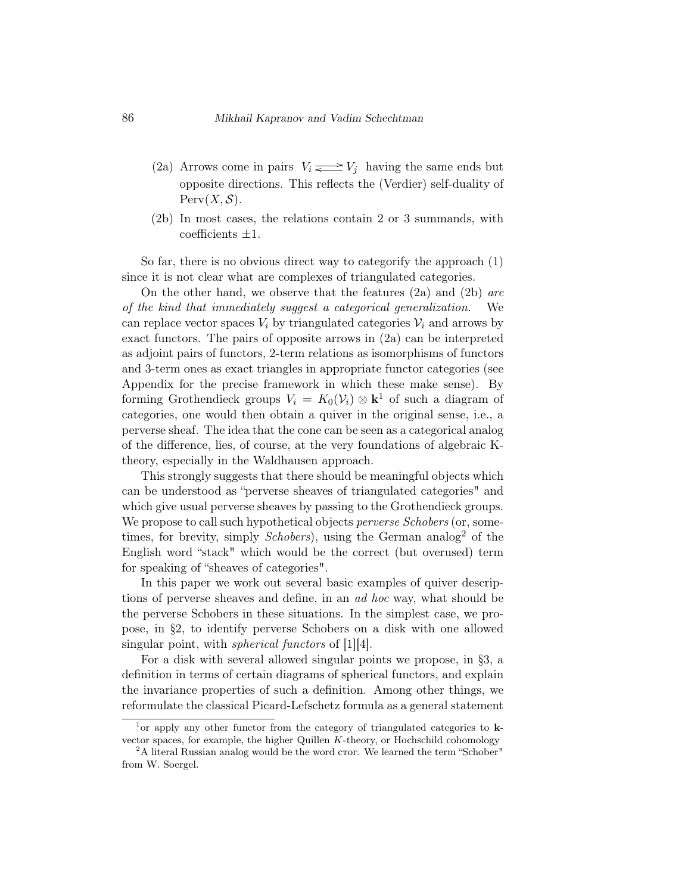(2a) Arrows come in pairs $V_i \rightleftarrows V_j$ having the same ends but opposite directions. This reflects the (Verdier) self-duality of $\mathrm{Perv}(X, \mathcal{S})$.

(2b) In most cases, the relations contain 2 or 3 summands, with coefficients $\pm 1$.

So far, there is no obvious direct way to categorify the approach (1) since it is not clear what are complexes of triangulated categories.

On the other hand, we observe that the features (2a) and (2b) *are of the kind that immediately suggest a categorical generalization.* We can replace vector spaces $V_i$ by triangulated categories $\mathcal{V}_i$ and arrows by exact functors. The pairs of opposite arrows in (2a) can be interpreted as adjoint pairs of functors, 2-term relations as isomorphisms of functors and 3-term ones as exact triangles in appropriate functor categories (see Appendix for the precise framework in which these make sense). By forming Grothendieck groups $V_i = K_0(\mathcal{V}_i) \otimes \mathbf{k}$[1] of such a diagram of categories, one would then obtain a quiver in the original sense, i.e., a perverse sheaf. The idea that the cone can be seen as a categorical analog of the difference, lies, of course, at the very foundations of algebraic K-theory, especially in the Waldhausen approach.

This strongly suggests that there should be meaningful objects which can be understood as "perverse sheaves of triangulated categories" and which give usual perverse sheaves by passing to the Grothendieck groups. We propose to call such hypothetical objects *perverse Schobers* (or, sometimes, for brevity, simply *Schobers*), using the German analog[2] of the English word "stack" which would be the correct (but overused) term for speaking of "sheaves of categories".

In this paper we work out several basic examples of quiver descriptions of perverse sheaves and define, in an *ad hoc* way, what should be the perverse Schobers in these situations. In the simplest case, we propose, in §2, to identify perverse Schobers on a disk with one allowed singular point, with *spherical functors* of [1][4].

For a disk with several allowed singular points we propose, in §3, a definition in terms of certain diagrams of spherical functors, and explain the invariance properties of such a definition. Among other things, we reformulate the classical Picard-Lefschetz formula as a general statement

[1] or apply any other functor from the category of triangulated categories to $\mathbf{k}$-vector spaces, for example, the higher Quillen $K$-theory, or Hochschild cohomology

[2] A literal Russian analog would be the word стог. We learned the term "Schober" from W. Soergel.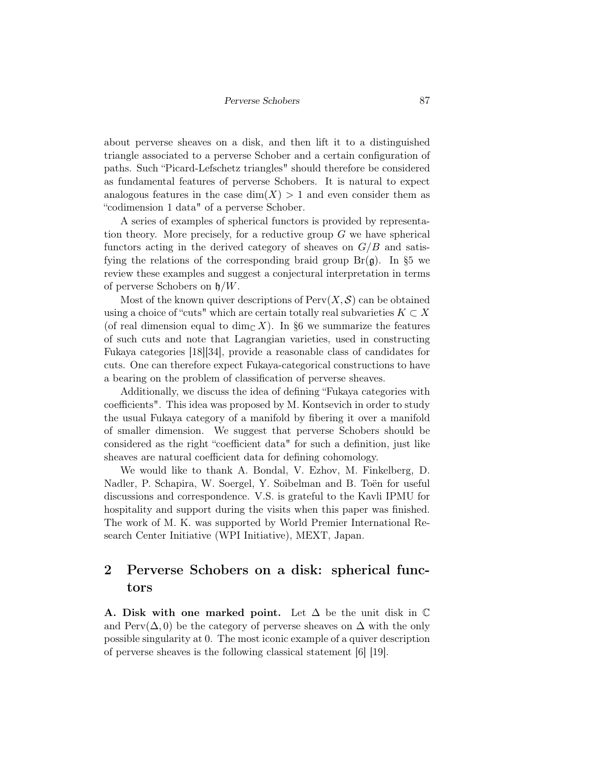about perverse sheaves on a disk, and then lift it to a distinguished triangle associated to a perverse Schober and a certain configuration of paths. Such "Picard-Lefschetz triangles" should therefore be considered as fundamental features of perverse Schobers. It is natural to expect analogous features in the case $\dim(X) > 1$ and even consider them as "codimension 1 data" of a perverse Schober.

A series of examples of spherical functors is provided by representation theory. More precisely, for a reductive group $G$ we have spherical functors acting in the derived category of sheaves on $G/B$ and satisfying the relations of the corresponding braid group $\mathrm{Br}(\mathfrak{g})$. In §5 we review these examples and suggest a conjectural interpretation in terms of perverse Schobers on $\mathfrak{h}/W$.

Most of the known quiver descriptions of $\mathrm{Perv}(X, \mathcal{S})$ can be obtained using a choice of "cuts" which are certain totally real subvarieties $K \subset X$ (of real dimension equal to $\dim_{\mathbb{C}} X$). In §6 we summarize the features of such cuts and note that Lagrangian varieties, used in constructing Fukaya categories [18][34], provide a reasonable class of candidates for cuts. One can therefore expect Fukaya-categorical constructions to have a bearing on the problem of classification of perverse sheaves.

Additionally, we discuss the idea of defining "Fukaya categories with coefficients". This idea was proposed by M. Kontsevich in order to study the usual Fukaya category of a manifold by fibering it over a manifold of smaller dimension. We suggest that perverse Schobers should be considered as the right "coefficient data" for such a definition, just like sheaves are natural coefficient data for defining cohomology.

We would like to thank A. Bondal, V. Ezhov, M. Finkelberg, D. Nadler, P. Schapira, W. Soergel, Y. Soibelman and B. Toën for useful discussions and correspondence. V.S. is grateful to the Kavli IPMU for hospitality and support during the visits when this paper was finished. The work of M. K. was supported by World Premier International Research Center Initiative (WPI Initiative), MEXT, Japan.

## 2 Perverse Schobers on a disk: spherical functors

**A. Disk with one marked point.** Let $\Delta$ be the unit disk in $\mathbb{C}$ and $\mathrm{Perv}(\Delta, 0)$ be the category of perverse sheaves on $\Delta$ with the only possible singularity at 0. The most iconic example of a quiver description of perverse sheaves is the following classical statement [6] [19].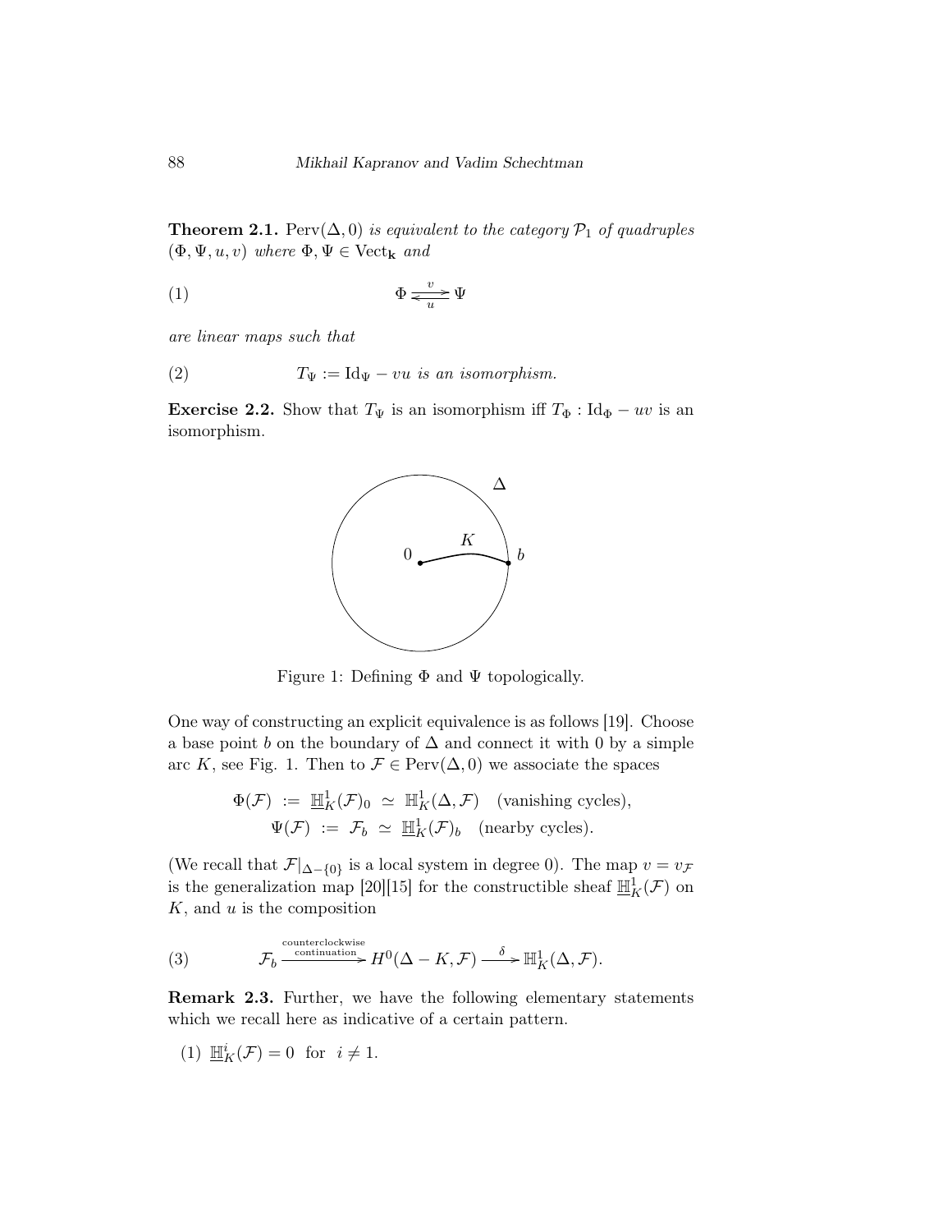**Theorem 2.1.** $\mathrm{Perv}(\Delta, 0)$ *is equivalent to the category* $\mathcal{P}_1$ *of quadruples* $(\Phi, \Psi, u, v)$ *where* $\Phi, \Psi \in \mathrm{Vect}_{\mathbf{k}}$ *and*

$$\Phi \underset{u}{\overset{v}{\rightleftarrows}} \Psi \tag{1}$$

*are linear maps such that*

$$T_\Psi := \mathrm{Id}_\Psi - vu \text{ is an isomorphism.} \tag{2}$$

**Exercise 2.2.** Show that $T_\Psi$ is an isomorphism iff $T_\Phi : \mathrm{Id}_\Phi - uv$ is an isomorphism.

Figure 1: Defining $\Phi$ and $\Psi$ topologically.

One way of constructing an explicit equivalence is as follows [19]. Choose a base point $b$ on the boundary of $\Delta$ and connect it with 0 by a simple arc $K$, see Fig. 1. Then to $\mathcal{F} \in \mathrm{Perv}(\Delta, 0)$ we associate the spaces

$$\begin{aligned}
\Phi(\mathcal{F}) &:= \underline{\mathbb{H}}^1_K(\mathcal{F})_0 \simeq \mathbb{H}^1_K(\Delta, \mathcal{F}) \quad \text{(vanishing cycles)},\\
\Psi(\mathcal{F}) &:= \mathcal{F}_b \simeq \underline{\mathbb{H}}^1_K(\mathcal{F})_b \quad \text{(nearby cycles)}.
\end{aligned}$$

(We recall that $\mathcal{F}|_{\Delta - \{0\}}$ is a local system in degree 0). The map $v = v_{\mathcal{F}}$ is the generalization map [20][15] for the constructible sheaf $\underline{\mathbb{H}}^1_K(\mathcal{F})$ on $K$, and $u$ is the composition

$$\mathcal{F}_b \xrightarrow[\text{continuation}]{\text{counterclockwise}} H^0(\Delta - K, \mathcal{F}) \xrightarrow{\delta} \mathbb{H}^1_K(\Delta, \mathcal{F}). \tag{3}$$

**Remark 2.3.** Further, we have the following elementary statements which we recall here as indicative of a certain pattern.

(1) $\underline{\mathbb{H}}^i_K(\mathcal{F}) = 0$ for $i \neq 1$.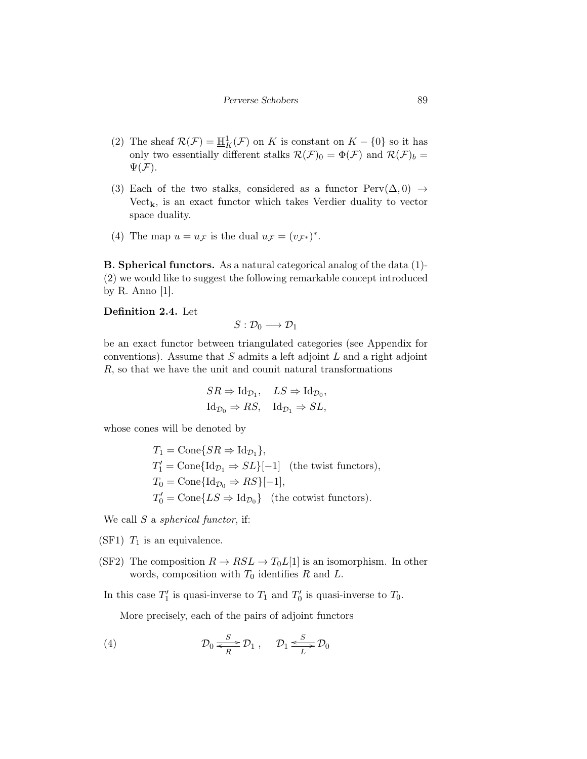(2) The sheaf $\mathcal{R}(\mathcal{F}) = \underline{\mathbb{H}}^1_K(\mathcal{F})$ on $K$ is constant on $K - \{0\}$ so it has only two essentially different stalks $\mathcal{R}(\mathcal{F})_0 = \Phi(\mathcal{F})$ and $\mathcal{R}(\mathcal{F})_b = \Psi(\mathcal{F})$.

(3) Each of the two stalks, considered as a functor $\mathrm{Perv}(\Delta, 0) \to \mathrm{Vect}_{\mathbf{k}}$, is an exact functor which takes Verdier duality to vector space duality.

(4) The map $u = u_{\mathcal{F}}$ is the dual $u_{\mathcal{F}} = (v_{\mathcal{F}^*})^*$.

**B. Spherical functors.** As a natural categorical analog of the data (1)-(2) we would like to suggest the following remarkable concept introduced by R. Anno [1].

**Definition 2.4.** Let

$$S : \mathcal{D}_0 \longrightarrow \mathcal{D}_1$$

be an exact functor between triangulated categories (see Appendix for conventions). Assume that $S$ admits a left adjoint $L$ and a right adjoint $R$, so that we have the unit and counit natural transformations

$$SR \Rightarrow \mathrm{Id}_{\mathcal{D}_1}, \quad LS \Rightarrow \mathrm{Id}_{\mathcal{D}_0},$$
$$\mathrm{Id}_{\mathcal{D}_0} \Rightarrow RS, \quad \mathrm{Id}_{\mathcal{D}_1} \Rightarrow SL,$$

whose cones will be denoted by

$$\begin{aligned}
T_1 &= \mathrm{Cone}\{SR \Rightarrow \mathrm{Id}_{\mathcal{D}_1}\}, \\
T_1' &= \mathrm{Cone}\{\mathrm{Id}_{\mathcal{D}_1} \Rightarrow SL\}[-1] \quad \text{(the twist functors)}, \\
T_0 &= \mathrm{Cone}\{\mathrm{Id}_{\mathcal{D}_0} \Rightarrow RS\}[-1], \\
T_0' &= \mathrm{Cone}\{LS \Rightarrow \mathrm{Id}_{\mathcal{D}_0}\} \quad \text{(the cotwist functors)}.
\end{aligned}$$

We call $S$ a *spherical functor*, if:

(SF1) $T_1$ is an equivalence.

(SF2) The composition $R \to RSL \to T_0 L[1]$ is an isomorphism. In other words, composition with $T_0$ identifies $R$ and $L$.

In this case $T_1'$ is quasi-inverse to $T_1$ and $T_0'$ is quasi-inverse to $T_0$.

More precisely, each of the pairs of adjoint functors

$$\mathcal{D}_0 \underset{R}{\overset{S}{\rightleftarrows}} \mathcal{D}_1 , \qquad \mathcal{D}_1 \underset{L}{\overset{S}{\leftrightarrows}} \mathcal{D}_0 \tag{4}$$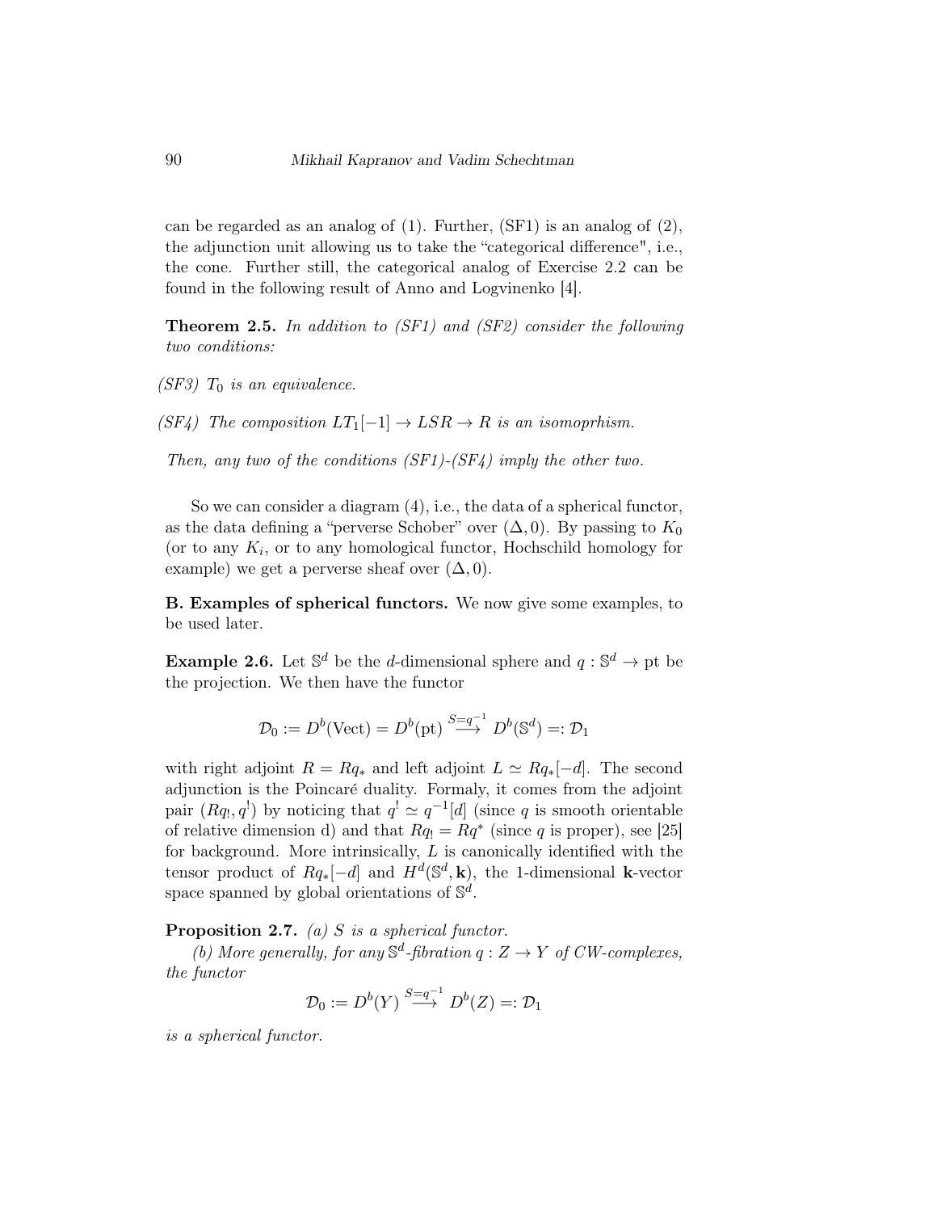can be regarded as an analog of (1). Further, (SF1) is an analog of (2), the adjunction unit allowing us to take the "categorical difference", i.e., the cone. Further still, the categorical analog of Exercise 2.2 can be found in the following result of Anno and Logvinenko [4].

**Theorem 2.5.** *In addition to (SF1) and (SF2) consider the following two conditions:*

*(SF3)* $T_0$ *is an equivalence.*

*(SF4) The composition* $LT_1[-1] \to LSR \to R$ *is an isomoprhism.*

*Then, any two of the conditions (SF1)-(SF4) imply the other two.*

So we can consider a diagram (4), i.e., the data of a spherical functor, as the data defining a "perverse Schober" over $(\Delta, 0)$. By passing to $K_0$ (or to any $K_i$, or to any homological functor, Hochschild homology for example) we get a perverse sheaf over $(\Delta, 0)$.

**B. Examples of spherical functors.** We now give some examples, to be used later.

**Example 2.6.** Let $\mathbb{S}^d$ be the $d$-dimensional sphere and $q : \mathbb{S}^d \to \mathrm{pt}$ be the projection. We then have the functor

$$\mathcal{D}_0 := D^b(\mathrm{Vect}) = D^b(\mathrm{pt}) \stackrel{S=q^{-1}}{\longrightarrow} D^b(\mathbb{S}^d) =: \mathcal{D}_1$$

with right adjoint $R = Rq_*$ and left adjoint $L \simeq Rq_*[-d]$. The second adjunction is the Poincaré duality. Formaly, it comes from the adjoint pair $(Rq_!, q^!)$ by noticing that $q^! \simeq q^{-1}[d]$ (since $q$ is smooth orientable of relative dimension d) and that $Rq_! = Rq^*$ (since $q$ is proper), see [25] for background. More intrinsically, $L$ is canonically identified with the tensor product of $Rq_*[-d]$ and $H^d(\mathbb{S}^d, \mathbf{k})$, the 1-dimensional $\mathbf{k}$-vector space spanned by global orientations of $\mathbb{S}^d$.

**Proposition 2.7.** *(a)* $S$ *is a spherical functor.*

*(b) More generally, for any* $\mathbb{S}^d$*-fibration* $q : Z \to Y$ *of CW-complexes, the functor*

$$\mathcal{D}_0 := D^b(Y) \stackrel{S=q^{-1}}{\longrightarrow} D^b(Z) =: \mathcal{D}_1$$

*is a spherical functor.*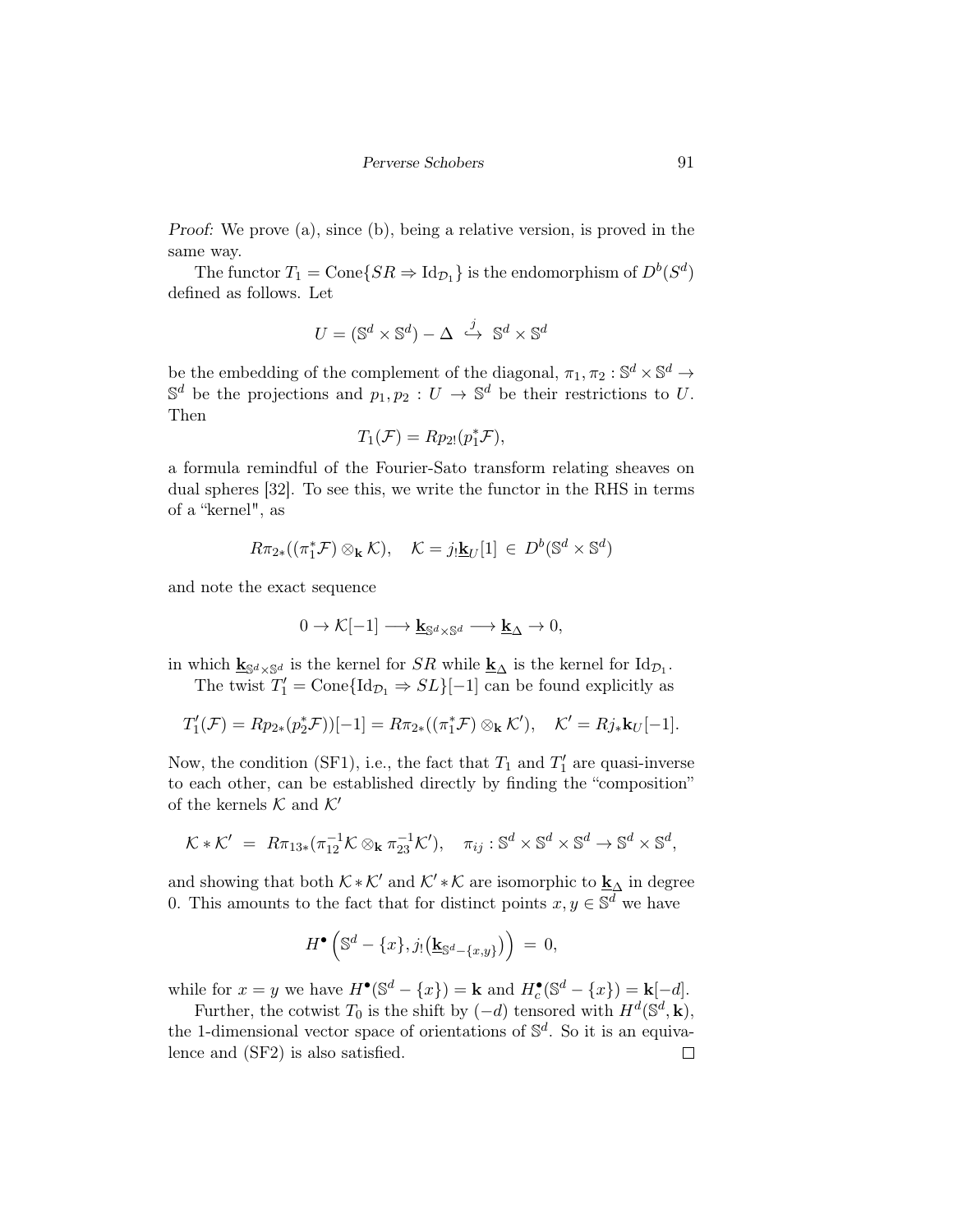*Proof:* We prove (a), since (b), being a relative version, is proved in the same way.

The functor $T_1 = \mathrm{Cone}\{SR \Rightarrow \mathrm{Id}_{\mathcal{D}_1}\}$ is the endomorphism of $D^b(S^d)$ defined as follows. Let

$$U = (\mathbb{S}^d \times \mathbb{S}^d) - \Delta \overset{j}{\hookrightarrow} \mathbb{S}^d \times \mathbb{S}^d$$

be the embedding of the complement of the diagonal, $\pi_1, \pi_2 : \mathbb{S}^d \times \mathbb{S}^d \to \mathbb{S}^d$ be the projections and $p_1, p_2 : U \to \mathbb{S}^d$ be their restrictions to $U$. Then

$$T_1(\mathcal{F}) = Rp_{2!}(p_1^* \mathcal{F}),$$

a formula remindful of the Fourier-Sato transform relating sheaves on dual spheres [32]. To see this, we write the functor in the RHS in terms of a "kernel", as

$$R\pi_{2*}((\pi_1^*\mathcal{F}) \otimes_{\mathbf{k}} \mathcal{K}), \quad \mathcal{K} = j_! \underline{\mathbf{k}}_U[1] \in D^b(\mathbb{S}^d \times \mathbb{S}^d)$$

and note the exact sequence

$$0 \to \mathcal{K}[-1] \longrightarrow \underline{\mathbf{k}}_{\mathbb{S}^d \times \mathbb{S}^d} \longrightarrow \underline{\mathbf{k}}_\Delta \to 0,$$

in which $\underline{\mathbf{k}}_{\mathbb{S}^d \times \mathbb{S}^d}$ is the kernel for $SR$ while $\underline{\mathbf{k}}_\Delta$ is the kernel for $\mathrm{Id}_{\mathcal{D}_1}$.

The twist $T_1' = \mathrm{Cone}\{\mathrm{Id}_{\mathcal{D}_1} \Rightarrow SL\}[-1]$ can be found explicitly as

$$T_1'(\mathcal{F}) = Rp_{2*}(p_2^*\mathcal{F}))[-1] = R\pi_{2*}((\pi_1^*\mathcal{F}) \otimes_{\mathbf{k}} \mathcal{K}'), \quad \mathcal{K}' = Rj_*\mathbf{k}_U[-1].$$

Now, the condition (SF1), i.e., the fact that $T_1$ and $T_1'$ are quasi-inverse to each other, can be established directly by finding the "composition" of the kernels $\mathcal{K}$ and $\mathcal{K}'$

$$\mathcal{K} * \mathcal{K}' \;=\; R\pi_{13*}(\pi_{12}^{-1}\mathcal{K} \otimes_{\mathbf{k}} \pi_{23}^{-1}\mathcal{K}'), \quad \pi_{ij} : \mathbb{S}^d \times \mathbb{S}^d \times \mathbb{S}^d \to \mathbb{S}^d \times \mathbb{S}^d,$$

and showing that both $\mathcal{K} * \mathcal{K}'$ and $\mathcal{K}' * \mathcal{K}$ are isomorphic to $\underline{\mathbf{k}}_\Delta$ in degree 0. This amounts to the fact that for distinct points $x, y \in \mathbb{S}^d$ we have

$$H^\bullet\left(\mathbb{S}^d - \{x\}, j_!\big(\underline{\mathbf{k}}_{\mathbb{S}^d - \{x,y\}}\big)\right) \;=\; 0,$$

while for $x = y$ we have $H^\bullet(\mathbb{S}^d - \{x\}) = \mathbf{k}$ and $H_c^\bullet(\mathbb{S}^d - \{x\}) = \mathbf{k}[-d]$.

Further, the cotwist $T_0$ is the shift by $(-d)$ tensored with $H^d(\mathbb{S}^d, \mathbf{k})$, the 1-dimensional vector space of orientations of $\mathbb{S}^d$. So it is an equivalence and (SF2) is also satisfied. $\square$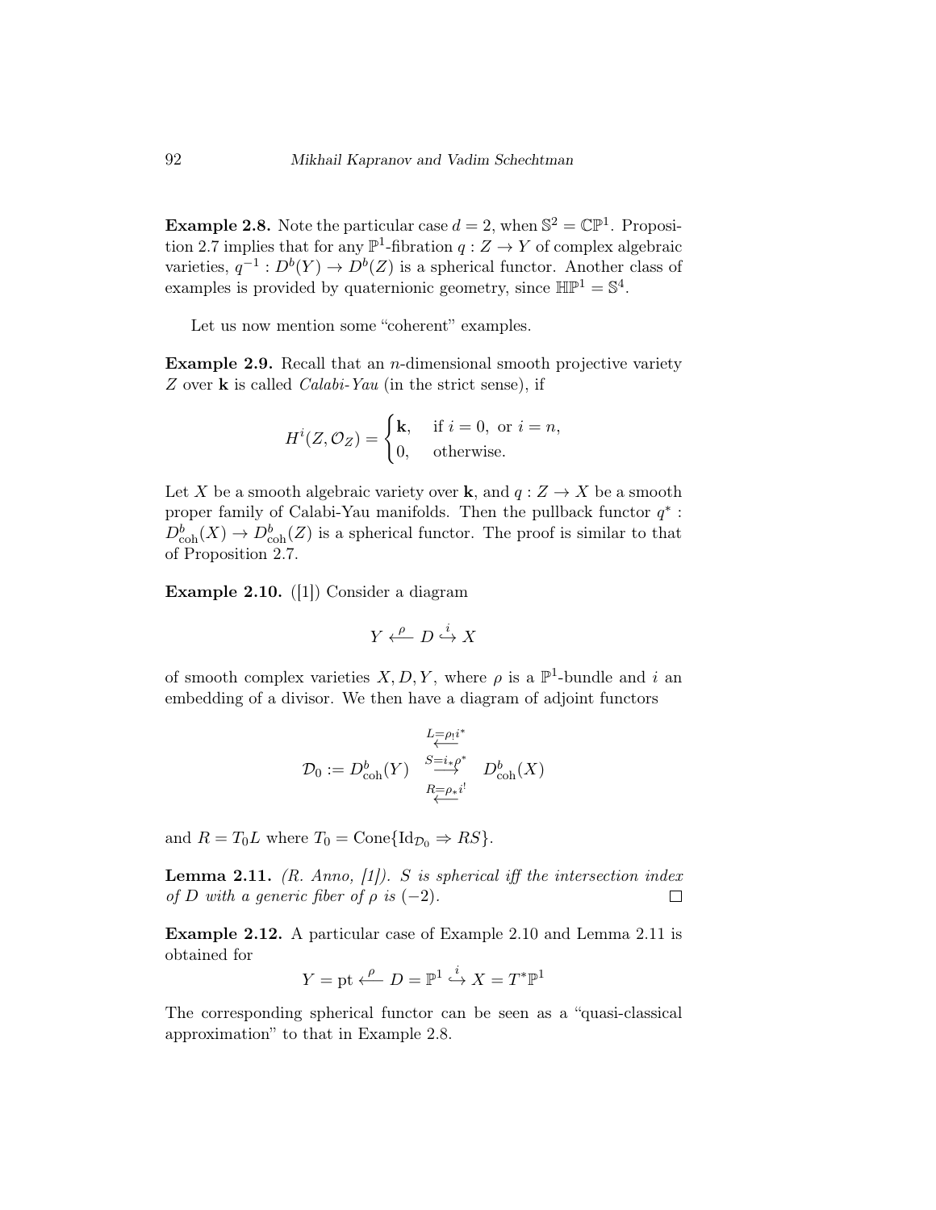**Example 2.8.** Note the particular case $d = 2$, when $\mathbb{S}^2 = \mathbb{CP}^1$. Proposition 2.7 implies that for any $\mathbb{P}^1$-fibration $q : Z \to Y$ of complex algebraic varieties, $q^{-1} : D^b(Y) \to D^b(Z)$ is a spherical functor. Another class of examples is provided by quaternionic geometry, since $\mathbb{HP}^1 = \mathbb{S}^4$.

Let us now mention some "coherent" examples.

**Example 2.9.** Recall that an $n$-dimensional smooth projective variety $Z$ over $\mathbf{k}$ is called *Calabi-Yau* (in the strict sense), if

$$H^i(Z, \mathcal{O}_Z) = \begin{cases} \mathbf{k}, & \text{if } i = 0, \text{ or } i = n, \\ 0, & \text{otherwise.} \end{cases}$$

Let $X$ be a smooth algebraic variety over $\mathbf{k}$, and $q : Z \to X$ be a smooth proper family of Calabi-Yau manifolds. Then the pullback functor $q^* : D^b_{\mathrm{coh}}(X) \to D^b_{\mathrm{coh}}(Z)$ is a spherical functor. The proof is similar to that of Proposition 2.7.

**Example 2.10.** ([1]) Consider a diagram

$$Y \xleftarrow{\rho} D \overset{i}{\hookrightarrow} X$$

of smooth complex varieties $X, D, Y$, where $\rho$ is a $\mathbb{P}^1$-bundle and $i$ an embedding of a divisor. We then have a diagram of adjoint functors

$$\mathcal{D}_0 := D^b_{\mathrm{coh}}(Y) \quad \begin{matrix} \xleftarrow{L=\rho_! i^*} \\ \xrightarrow{S=i_*\rho^*} \\ \xleftarrow{R=\rho_* i^!} \end{matrix} \quad D^b_{\mathrm{coh}}(X)$$

and $R = T_0 L$ where $T_0 = \mathrm{Cone}\{\mathrm{Id}_{\mathcal{D}_0} \Rightarrow RS\}$.

**Lemma 2.11.** *(R. Anno, [1]). $S$ is spherical iff the intersection index of $D$ with a generic fiber of $\rho$ is $(-2)$.* $\square$

**Example 2.12.** A particular case of Example 2.10 and Lemma 2.11 is obtained for

$$Y = \mathrm{pt} \xleftarrow{\rho} D = \mathbb{P}^1 \overset{i}{\hookrightarrow} X = T^*\mathbb{P}^1$$

The corresponding spherical functor can be seen as a "quasi-classical approximation" to that in Example 2.8.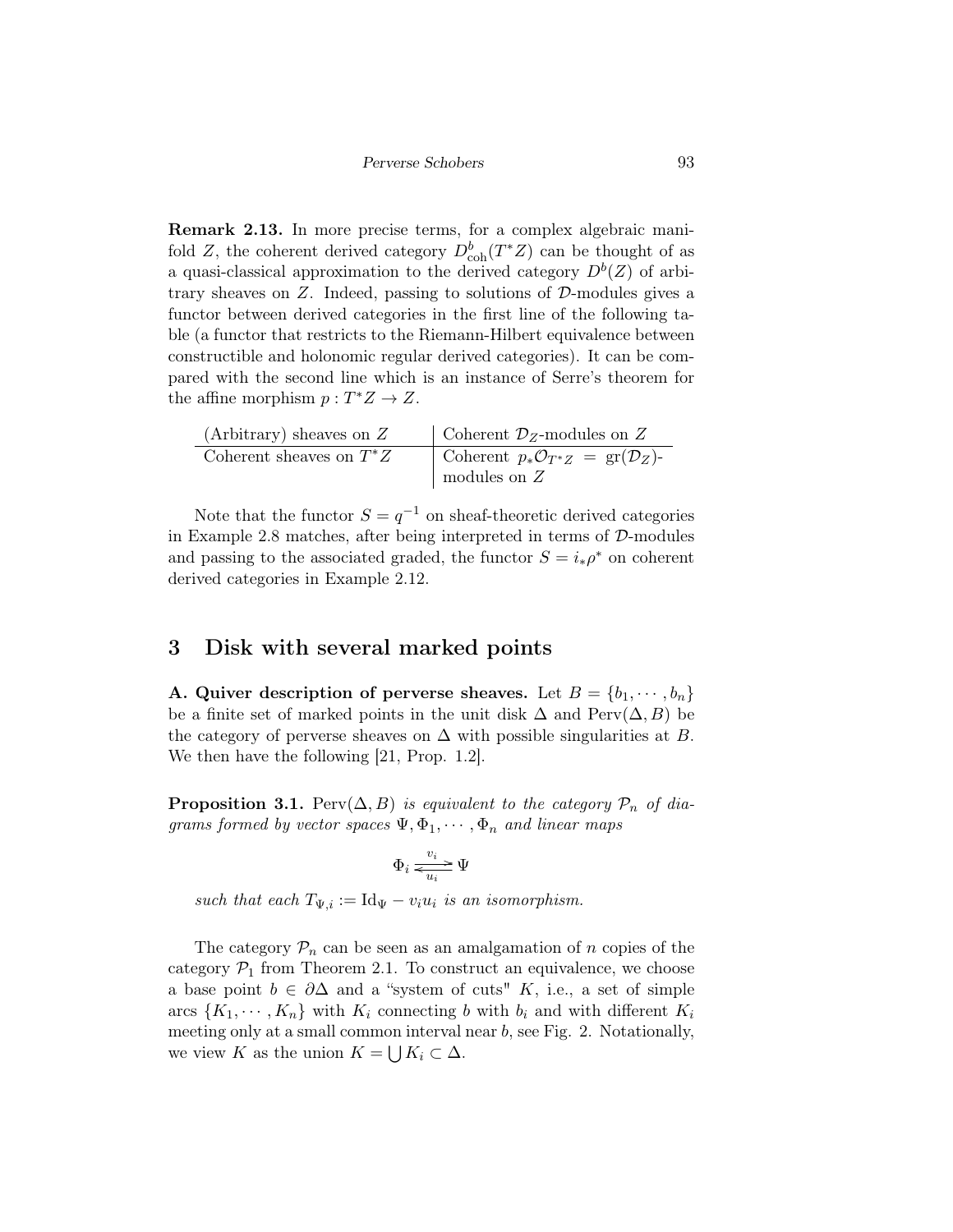**Remark 2.13.** In more precise terms, for a complex algebraic manifold $Z$, the coherent derived category $D^b_{\mathrm{coh}}(T^*Z)$ can be thought of as a quasi-classical approximation to the derived category $D^b(Z)$ of arbitrary sheaves on $Z$. Indeed, passing to solutions of $\mathcal{D}$-modules gives a functor between derived categories in the first line of the following table (a functor that restricts to the Riemann-Hilbert equivalence between constructible and holonomic regular derived categories). It can be compared with the second line which is an instance of Serre's theorem for the affine morphism $p : T^*Z \to Z$.

| (Arbitrary) sheaves on $Z$ | Coherent $\mathcal{D}_Z$-modules on $Z$ |
|---|---|
| Coherent sheaves on $T^*Z$ | Coherent $p_*\mathcal{O}_{T^*Z} = \mathrm{gr}(\mathcal{D}_Z)$-modules on $Z$ |

Note that the functor $S = q^{-1}$ on sheaf-theoretic derived categories in Example 2.8 matches, after being interpreted in terms of $\mathcal{D}$-modules and passing to the associated graded, the functor $S = i_*\rho^*$ on coherent derived categories in Example 2.12.

# 3 Disk with several marked points

**A. Quiver description of perverse sheaves.** Let $B = \{b_1, \cdots, b_n\}$ be a finite set of marked points in the unit disk $\Delta$ and $\mathrm{Perv}(\Delta, B)$ be the category of perverse sheaves on $\Delta$ with possible singularities at $B$. We then have the following [21, Prop. 1.2].

**Proposition 3.1.** *$\mathrm{Perv}(\Delta, B)$ is equivalent to the category $\mathcal{P}_n$ of diagrams formed by vector spaces $\Psi, \Phi_1, \cdots, \Phi_n$ and linear maps*

$$\Phi_i \underset{u_i}{\overset{v_i}{\rightleftarrows}} \Psi$$

*such that each $T_{\Psi,i} := \mathrm{Id}_\Psi - v_i u_i$ is an isomorphism.*

The category $\mathcal{P}_n$ can be seen as an amalgamation of $n$ copies of the category $\mathcal{P}_1$ from Theorem 2.1. To construct an equivalence, we choose a base point $b \in \partial\Delta$ and a "system of cuts" $K$, i.e., a set of simple arcs $\{K_1, \cdots, K_n\}$ with $K_i$ connecting $b$ with $b_i$ and with different $K_i$ meeting only at a small common interval near $b$, see Fig. 2. Notationally, we view $K$ as the union $K = \bigcup K_i \subset \Delta$.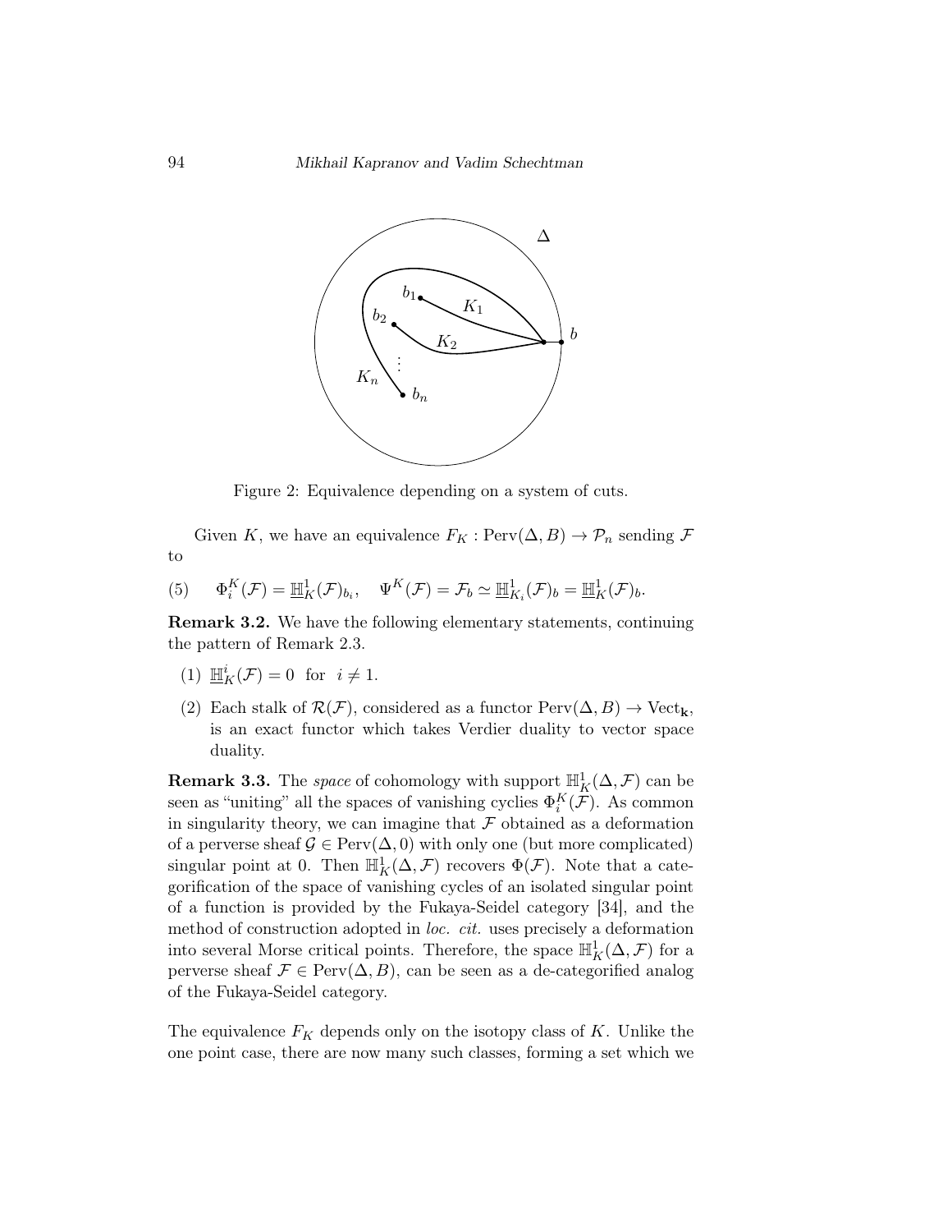Figure 2: Equivalence depending on a system of cuts.

Given $K$, we have an equivalence $F_K : \mathrm{Perv}(\Delta, B) \to \mathcal{P}_n$ sending $\mathcal{F}$ to

$$\Phi_i^K(\mathcal{F}) = \underline{\mathbb{H}}^1_K(\mathcal{F})_{b_i}, \quad \Psi^K(\mathcal{F}) = \mathcal{F}_b \simeq \underline{\mathbb{H}}^1_{K_i}(\mathcal{F})_b = \underline{\mathbb{H}}^1_K(\mathcal{F})_b. \tag{5}$$

**Remark 3.2.** We have the following elementary statements, continuing the pattern of Remark 2.3.

(1) $\underline{\mathbb{H}}^i_K(\mathcal{F}) = 0$ for $i \neq 1$.

(2) Each stalk of $\mathcal{R}(\mathcal{F})$, considered as a functor $\mathrm{Perv}(\Delta, B) \to \mathrm{Vect}_{\mathbf{k}}$, is an exact functor which takes Verdier duality to vector space duality.

**Remark 3.3.** The *space* of cohomology with support $\mathbb{H}^1_K(\Delta, \mathcal{F})$ can be seen as "uniting" all the spaces of vanishing cyclies $\Phi_i^K(\mathcal{F})$. As common in singularity theory, we can imagine that $\mathcal{F}$ obtained as a deformation of a perverse sheaf $\mathcal{G} \in \mathrm{Perv}(\Delta, 0)$ with only one (but more complicated) singular point at 0. Then $\mathbb{H}^1_K(\Delta, \mathcal{F})$ recovers $\Phi(\mathcal{F})$. Note that a categorification of the space of vanishing cycles of an isolated singular point of a function is provided by the Fukaya-Seidel category [34], and the method of construction adopted in *loc. cit.* uses precisely a deformation into several Morse critical points. Therefore, the space $\mathbb{H}^1_K(\Delta, \mathcal{F})$ for a perverse sheaf $\mathcal{F} \in \mathrm{Perv}(\Delta, B)$, can be seen as a de-categorified analog of the Fukaya-Seidel category.

The equivalence $F_K$ depends only on the isotopy class of $K$. Unlike the one point case, there are now many such classes, forming a set which we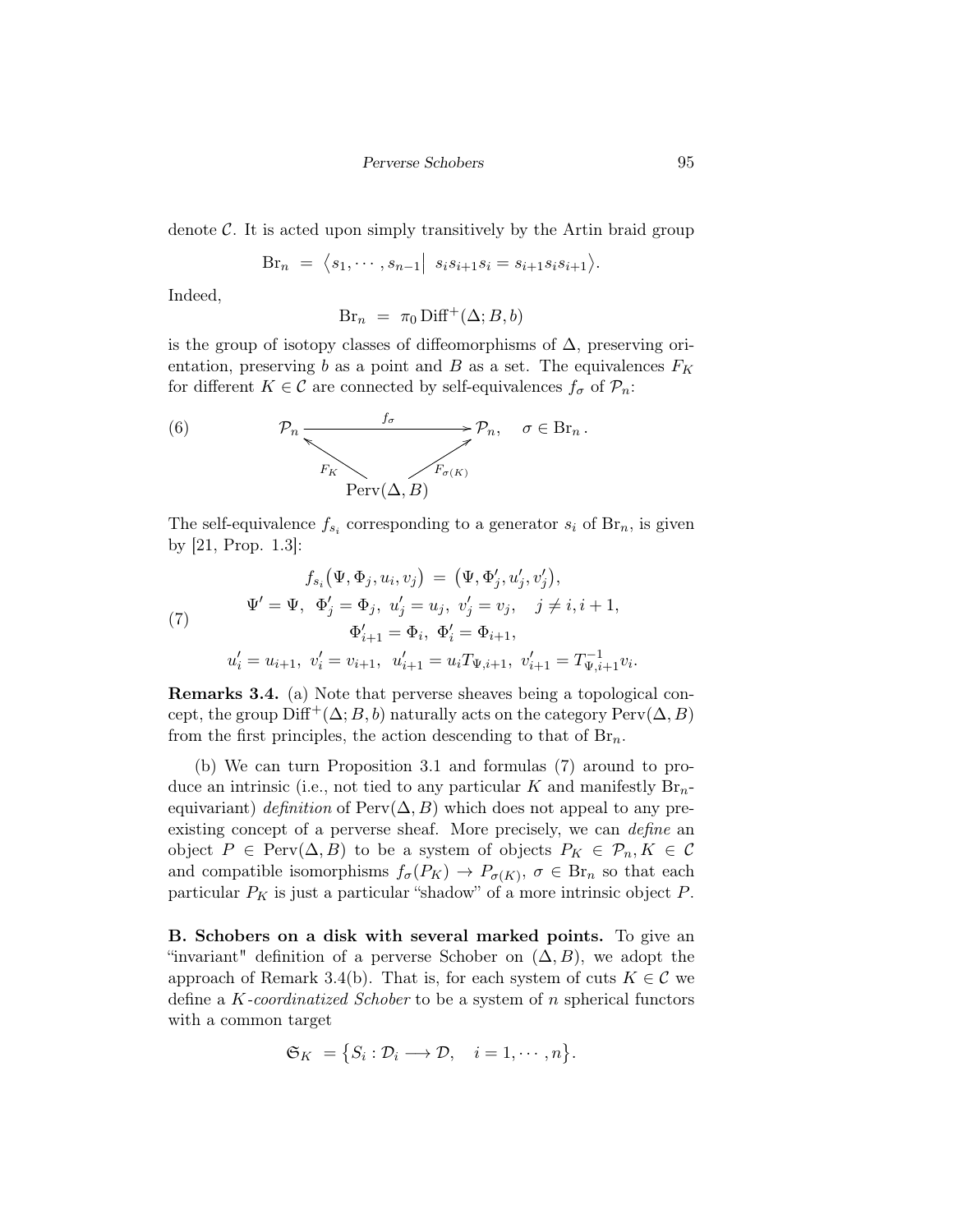denote $\mathcal{C}$. It is acted upon simply transitively by the Artin braid group

$$\mathrm{Br}_n \;=\; \big\langle s_1, \cdots, s_{n-1} \big|\;\; s_i s_{i+1} s_i = s_{i+1} s_i s_{i+1} \big\rangle.$$

Indeed,

$$\mathrm{Br}_n \;=\; \pi_0 \, \mathrm{Diff}^+(\Delta; B, b)$$

is the group of isotopy classes of diffeomorphisms of $\Delta$, preserving orientation, preserving $b$ as a point and $B$ as a set. The equivalences $F_K$ for different $K \in \mathcal{C}$ are connected by self-equivalences $f_\sigma$ of $\mathcal{P}_n$:

$$\begin{array}{ccc} \mathcal{P}_n & \xrightarrow{\quad f_\sigma \quad} & \mathcal{P}_n, \quad \sigma \in \mathrm{Br}_n\,. \\ & {\scriptstyle F_K} \nwarrow \quad \nearrow {\scriptstyle F_{\sigma(K)}} & \\ & \mathrm{Perv}(\Delta, B) & \end{array} \tag{6}$$

The self-equivalence $f_{s_i}$ corresponding to a generator $s_i$ of $\mathrm{Br}_n$, is given by [21, Prop. 1.3]:

$$\begin{gathered} f_{s_i}\big(\Psi, \Phi_j, u_i, v_j\big) \;=\; \big(\Psi, \Phi'_j, u'_j, v'_j\big), \\ \Psi' = \Psi,\;\; \Phi'_j = \Phi_j,\;\; u'_j = u_j,\;\; v'_j = v_j, \quad j \neq i, i+1, \\ \Phi'_{i+1} = \Phi_i,\;\; \Phi'_i = \Phi_{i+1}, \\ u'_i = u_{i+1},\;\; v'_i = v_{i+1},\;\; u'_{i+1} = u_i T_{\Psi, i+1},\;\; v'_{i+1} = T^{-1}_{\Psi, i+1} v_i. \end{gathered} \tag{7}$$

**Remarks 3.4.** (a) Note that perverse sheaves being a topological concept, the group $\mathrm{Diff}^+(\Delta; B, b)$ naturally acts on the category $\mathrm{Perv}(\Delta, B)$ from the first principles, the action descending to that of $\mathrm{Br}_n$.

(b) We can turn Proposition 3.1 and formulas (7) around to produce an intrinsic (i.e., not tied to any particular $K$ and manifestly $\mathrm{Br}_n$-equivariant) *definition* of $\mathrm{Perv}(\Delta, B)$ which does not appeal to any preexisting concept of a perverse sheaf. More precisely, we can *define* an object $P \in \mathrm{Perv}(\Delta, B)$ to be a system of objects $P_K \in \mathcal{P}_n, K \in \mathcal{C}$ and compatible isomorphisms $f_\sigma(P_K) \to P_{\sigma(K)}$, $\sigma \in \mathrm{Br}_n$ so that each particular $P_K$ is just a particular "shadow" of a more intrinsic object $P$.

**B. Schobers on a disk with several marked points.** To give an "invariant" definition of a perverse Schober on $(\Delta, B)$, we adopt the approach of Remark 3.4(b). That is, for each system of cuts $K \in \mathcal{C}$ we define a *$K$-coordinatized Schober* to be a system of $n$ spherical functors with a common target

$$\mathfrak{S}_K \;= \big\{ S_i : \mathcal{D}_i \longrightarrow \mathcal{D}, \quad i = 1, \cdots, n \big\}.$$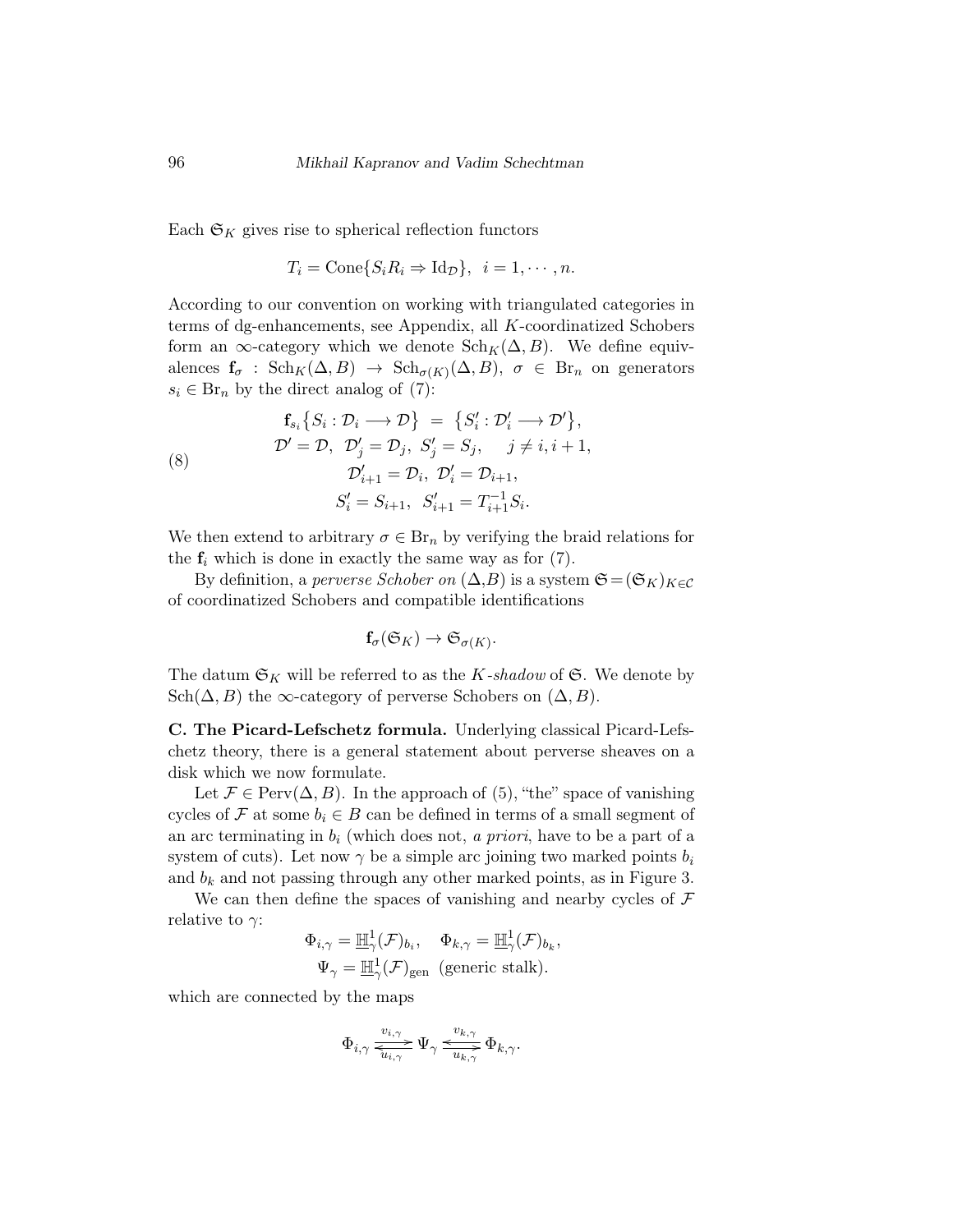Each $\mathfrak{S}_K$ gives rise to spherical reflection functors

$$T_i = \mathrm{Cone}\{S_i R_i \Rightarrow \mathrm{Id}_{\mathcal{D}}\}, \quad i = 1, \cdots, n.$$

According to our convention on working with triangulated categories in terms of dg-enhancements, see Appendix, all $K$-coordinatized Schobers form an $\infty$-category which we denote $\mathrm{Sch}_K(\Delta, B)$. We define equivalences $\mathbf{f}_\sigma : \mathrm{Sch}_K(\Delta, B) \to \mathrm{Sch}_{\sigma(K)}(\Delta, B)$, $\sigma \in \mathrm{Br}_n$ on generators $s_i \in \mathrm{Br}_n$ by the direct analog of (7):

$$\begin{gathered}
\mathbf{f}_{s_i}\big\{S_i : \mathcal{D}_i \longrightarrow \mathcal{D}\big\} \;=\; \big\{S'_i : \mathcal{D}'_i \longrightarrow \mathcal{D}'\big\}, \\
\mathcal{D}' = \mathcal{D},\ \ \mathcal{D}'_j = \mathcal{D}_j,\ \ S'_j = S_j, \quad\ j \neq i, i+1, \\
\mathcal{D}'_{i+1} = \mathcal{D}_i,\ \ \mathcal{D}'_i = \mathcal{D}_{i+1}, \\
S'_i = S_{i+1},\ \ S'_{i+1} = T_{i+1}^{-1} S_i.
\end{gathered} \tag{8}$$

We then extend to arbitrary $\sigma \in \mathrm{Br}_n$ by verifying the braid relations for the $\mathbf{f}_i$ which is done in exactly the same way as for (7).

By definition, a *perverse Schober on* $(\Delta, B)$ is a system $\mathfrak{S} = (\mathfrak{S}_K)_{K \in \mathcal{C}}$ of coordinatized Schobers and compatible identifications

$$\mathbf{f}_\sigma(\mathfrak{S}_K) \to \mathfrak{S}_{\sigma(K)}.$$

The datum $\mathfrak{S}_K$ will be referred to as the $K$*-shadow* of $\mathfrak{S}$. We denote by $\mathrm{Sch}(\Delta, B)$ the $\infty$-category of perverse Schobers on $(\Delta, B)$.

**C. The Picard-Lefschetz formula.** Underlying classical Picard-Lefschetz theory, there is a general statement about perverse sheaves on a disk which we now formulate.

Let $\mathcal{F} \in \mathrm{Perv}(\Delta, B)$. In the approach of (5), "the" space of vanishing cycles of $\mathcal{F}$ at some $b_i \in B$ can be defined in terms of a small segment of an arc terminating in $b_i$ (which does not, *a priori*, have to be a part of a system of cuts). Let now $\gamma$ be a simple arc joining two marked points $b_i$ and $b_k$ and not passing through any other marked points, as in Figure 3.

We can then define the spaces of vanishing and nearby cycles of $\mathcal{F}$ relative to $\gamma$:

$$\Phi_{i,\gamma} = \underline{\mathbb{H}}^1_\gamma(\mathcal{F})_{b_i}, \quad \Phi_{k,\gamma} = \underline{\mathbb{H}}^1_\gamma(\mathcal{F})_{b_k},$$
$$\Psi_\gamma = \underline{\mathbb{H}}^1_\gamma(\mathcal{F})_{\mathrm{gen}} \ \ \text{(generic stalk)}.$$

which are connected by the maps

$$\Phi_{i,\gamma} \underset{u_{i,\gamma}}{\overset{v_{i,\gamma}}{\rightleftarrows}} \Psi_\gamma \underset{u_{k,\gamma}}{\overset{v_{k,\gamma}}{\leftrightarrows}} \Phi_{k,\gamma}.$$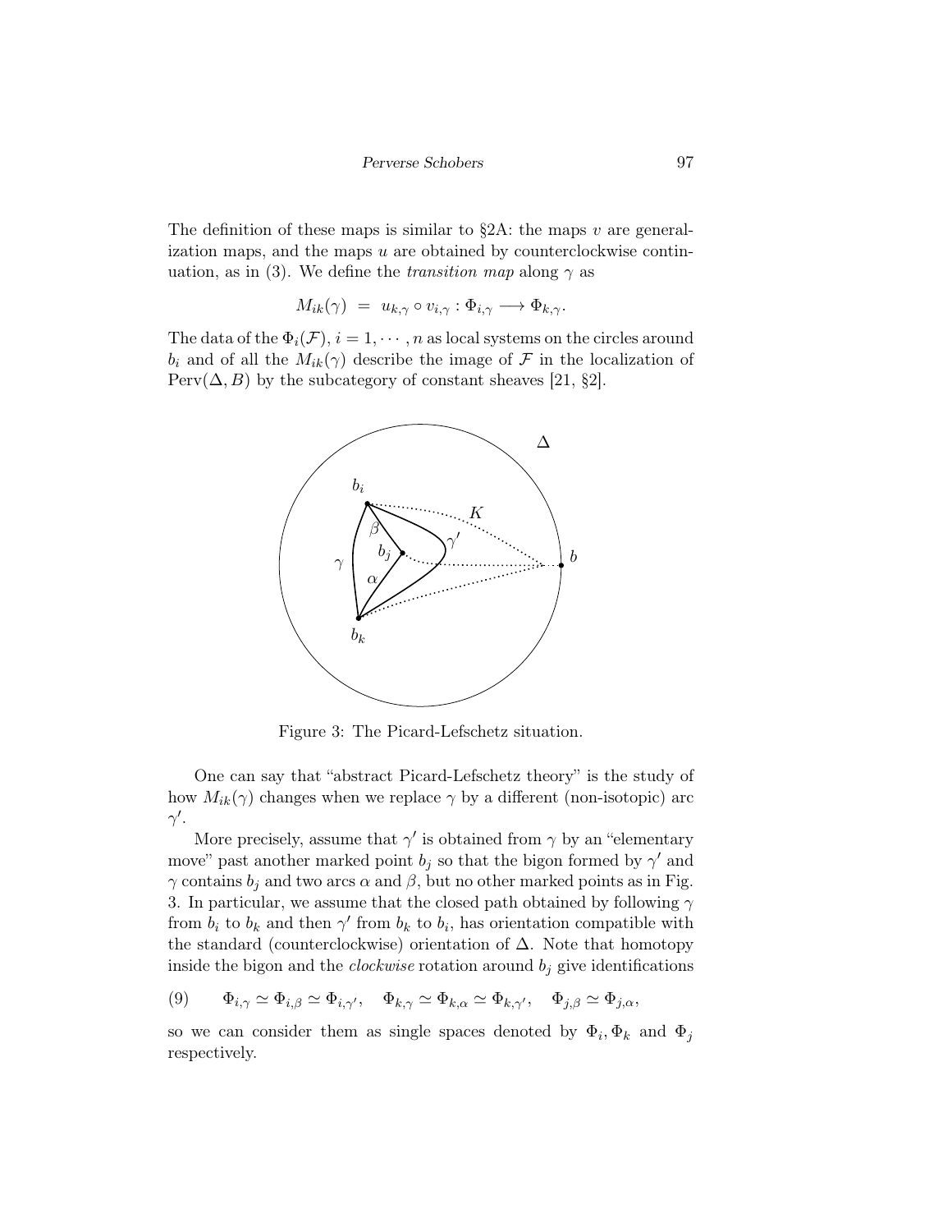The definition of these maps is similar to §2A: the maps $v$ are generalization maps, and the maps $u$ are obtained by counterclockwise continuation, as in (3). We define the *transition map* along $\gamma$ as

$$M_{ik}(\gamma) \ = \ u_{k,\gamma} \circ v_{i,\gamma} : \Phi_{i,\gamma} \longrightarrow \Phi_{k,\gamma}.$$

The data of the $\Phi_i(\mathcal{F})$, $i = 1, \cdots, n$ as local systems on the circles around $b_i$ and of all the $M_{ik}(\gamma)$ describe the image of $\mathcal{F}$ in the localization of $\mathrm{Perv}(\Delta, B)$ by the subcategory of constant sheaves [21, §2].

Figure 3: The Picard-Lefschetz situation.

One can say that "abstract Picard-Lefschetz theory" is the study of how $M_{ik}(\gamma)$ changes when we replace $\gamma$ by a different (non-isotopic) arc $\gamma'$.

More precisely, assume that $\gamma'$ is obtained from $\gamma$ by an "elementary move" past another marked point $b_j$ so that the bigon formed by $\gamma'$ and $\gamma$ contains $b_j$ and two arcs $\alpha$ and $\beta$, but no other marked points as in Fig. 3. In particular, we assume that the closed path obtained by following $\gamma$ from $b_i$ to $b_k$ and then $\gamma'$ from $b_k$ to $b_i$, has orientation compatible with the standard (counterclockwise) orientation of $\Delta$. Note that homotopy inside the bigon and the *clockwise* rotation around $b_j$ give identifications

$$(9) \qquad \Phi_{i,\gamma} \simeq \Phi_{i,\beta} \simeq \Phi_{i,\gamma'}, \quad \Phi_{k,\gamma} \simeq \Phi_{k,\alpha} \simeq \Phi_{k,\gamma'}, \quad \Phi_{j,\beta} \simeq \Phi_{j,\alpha},$$

so we can consider them as single spaces denoted by $\Phi_i, \Phi_k$ and $\Phi_j$ respectively.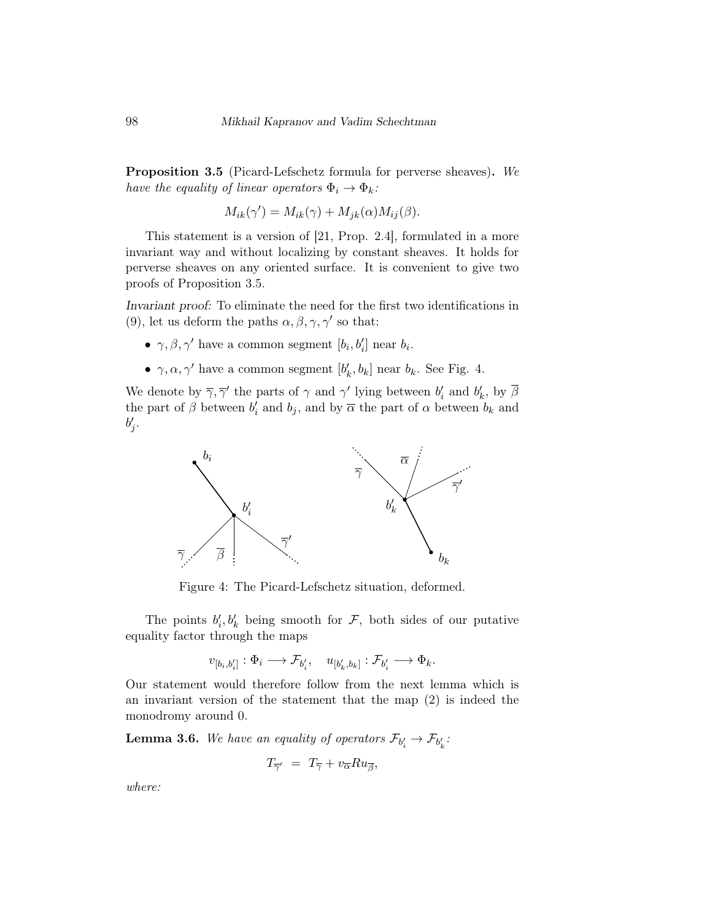**Proposition 3.5** (Picard-Lefschetz formula for perverse sheaves)**.** *We have the equality of linear operators $\Phi_i \to \Phi_k$:*

$$M_{ik}(\gamma') = M_{ik}(\gamma) + M_{jk}(\alpha) M_{ij}(\beta).$$

This statement is a version of [21, Prop. 2.4], formulated in a more invariant way and without localizing by constant sheaves. It holds for perverse sheaves on any oriented surface. It is convenient to give two proofs of Proposition 3.5.

*Invariant proof:* To eliminate the need for the first two identifications in (9), let us deform the paths $\alpha, \beta, \gamma, \gamma'$ so that:

- $\gamma, \beta, \gamma'$ have a common segment $[b_i, b_i']$ near $b_i$.
- $\gamma, \alpha, \gamma'$ have a common segment $[b_k', b_k]$ near $b_k$. See Fig. 4.

We denote by $\overline{\gamma}, \overline{\gamma}'$ the parts of $\gamma$ and $\gamma'$ lying between $b_i'$ and $b_k'$, by $\overline{\beta}$ the part of $\beta$ between $b_i'$ and $b_j$, and by $\overline{\alpha}$ the part of $\alpha$ between $b_k$ and $b_j'$.

Figure 4: The Picard-Lefschetz situation, deformed.

The points $b_i', b_k'$ being smooth for $\mathcal{F}$, both sides of our putative equality factor through the maps

$$v_{[b_i, b_i']} : \Phi_i \longrightarrow \mathcal{F}_{b_i'}, \quad u_{[b_k', b_k]} : \mathcal{F}_{b_i'} \longrightarrow \Phi_k.$$

Our statement would therefore follow from the next lemma which is an invariant version of the statement that the map (2) is indeed the monodromy around 0.

**Lemma 3.6.** *We have an equality of operators $\mathcal{F}_{b_i'} \to \mathcal{F}_{b_k'}$:*

$$T_{\overline{\gamma}'} \;=\; T_{\overline{\gamma}} + v_{\overline{\alpha}} R u_{\overline{\beta}},$$

*where:*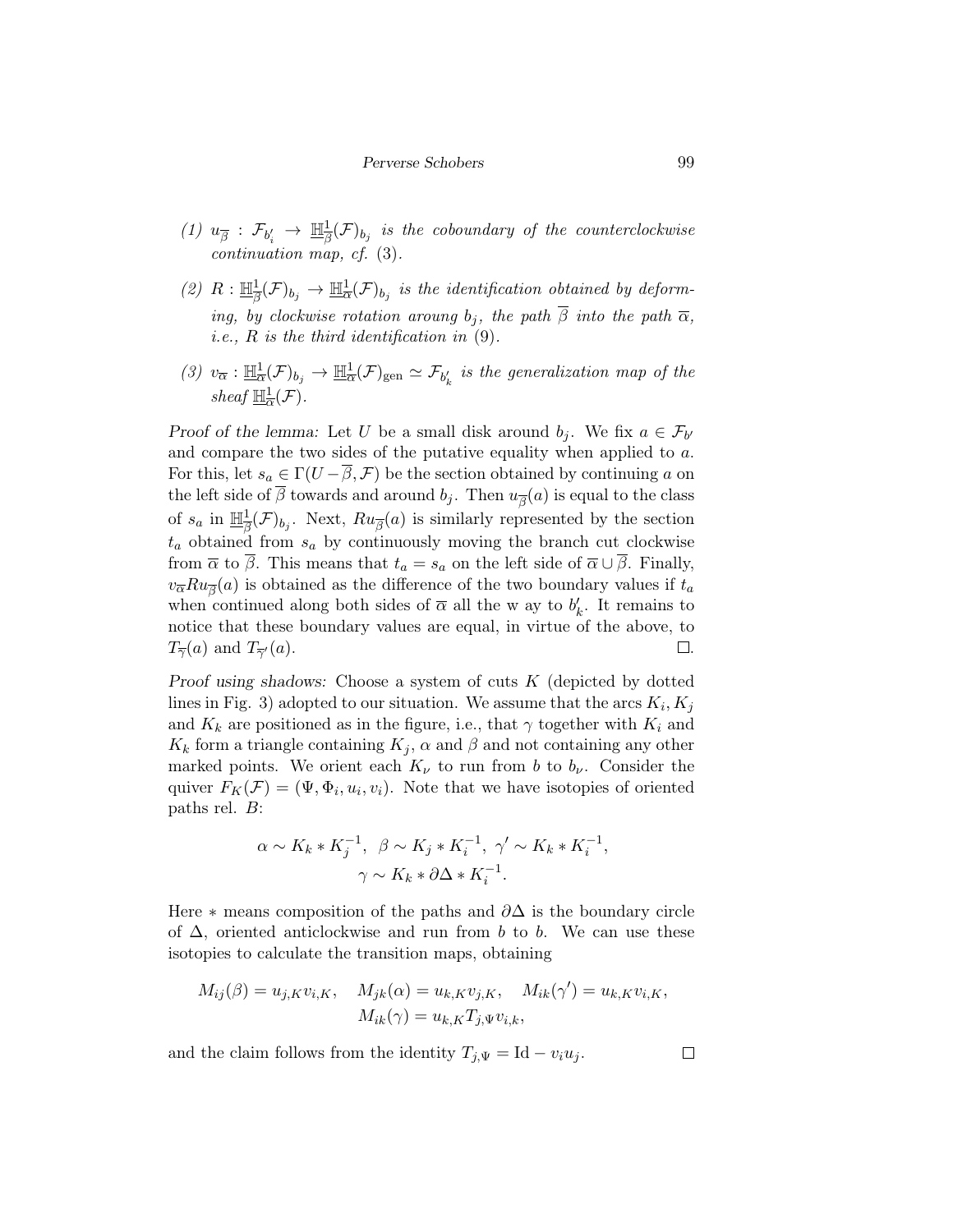(1) $u_{\overline{\beta}} : \mathcal{F}_{b'_i} \to \underline{\mathbb{H}}^1_{\overline{\beta}}(\mathcal{F})_{b_j}$ *is the coboundary of the counterclockwise continuation map, cf.* (3).

(2) $R : \underline{\mathbb{H}}^1_{\overline{\beta}}(\mathcal{F})_{b_j} \to \underline{\mathbb{H}}^1_{\overline{\alpha}}(\mathcal{F})_{b_j}$ *is the identification obtained by deforming, by clockwise rotation aroung $b_j$, the path $\overline{\beta}$ into the path $\overline{\alpha}$, i.e., $R$ is the third identification in* (9).

(3) $v_{\overline{\alpha}} : \underline{\mathbb{H}}^1_{\overline{\alpha}}(\mathcal{F})_{b_j} \to \underline{\mathbb{H}}^1_{\overline{\alpha}}(\mathcal{F})_{\mathrm{gen}} \simeq \mathcal{F}_{b'_k}$ *is the generalization map of the sheaf $\underline{\mathbb{H}}^1_{\overline{\alpha}}(\mathcal{F})$.*

*Proof of the lemma:* Let $U$ be a small disk around $b_j$. We fix $a \in \mathcal{F}_{b'}$ and compare the two sides of the putative equality when applied to $a$. For this, let $s_a \in \Gamma(U - \overline{\beta}, \mathcal{F})$ be the section obtained by continuing $a$ on the left side of $\overline{\beta}$ towards and around $b_j$. Then $u_{\overline{\beta}}(a)$ is equal to the class of $s_a$ in $\underline{\mathbb{H}}^1_{\overline{\beta}}(\mathcal{F})_{b_j}$. Next, $Ru_{\overline{\beta}}(a)$ is similarly represented by the section $t_a$ obtained from $s_a$ by continuously moving the branch cut clockwise from $\overline{\alpha}$ to $\overline{\beta}$. This means that $t_a = s_a$ on the left side of $\overline{\alpha} \cup \overline{\beta}$. Finally, $v_{\overline{\alpha}} R u_{\overline{\beta}}(a)$ is obtained as the difference of the two boundary values if $t_a$ when continued along both sides of $\overline{\alpha}$ all the w ay to $b'_k$. It remains to notice that these boundary values are equal, in virtue of the above, to $T_{\overline{\gamma}}(a)$ and $T_{\overline{\gamma}'}(a)$. $\square$.

*Proof using shadows:* Choose a system of cuts $K$ (depicted by dotted lines in Fig. 3) adopted to our situation. We assume that the arcs $K_i, K_j$ and $K_k$ are positioned as in the figure, i.e., that $\gamma$ together with $K_i$ and $K_k$ form a triangle containing $K_j$, $\alpha$ and $\beta$ and not containing any other marked points. We orient each $K_\nu$ to run from $b$ to $b_\nu$. Consider the quiver $F_K(\mathcal{F}) = (\Psi, \Phi_i, u_i, v_i)$. Note that we have isotopies of oriented paths rel. $B$:

$$\alpha \sim K_k * K_j^{-1}, \;\; \beta \sim K_j * K_i^{-1}, \;\; \gamma' \sim K_k * K_i^{-1},$$
$$\gamma \sim K_k * \partial\Delta * K_i^{-1}.$$

Here $*$ means composition of the paths and $\partial\Delta$ is the boundary circle of $\Delta$, oriented anticlockwise and run from $b$ to $b$. We can use these isotopies to calculate the transition maps, obtaining

$$M_{ij}(\beta) = u_{j,K} v_{i,K}, \quad M_{jk}(\alpha) = u_{k,K} v_{j,K}, \quad M_{ik}(\gamma') = u_{k,K} v_{i,K},$$
$$M_{ik}(\gamma) = u_{k,K} T_{j,\Psi} v_{i,k},$$

and the claim follows from the identity $T_{j,\Psi} = \mathrm{Id} - v_i u_j$. $\square$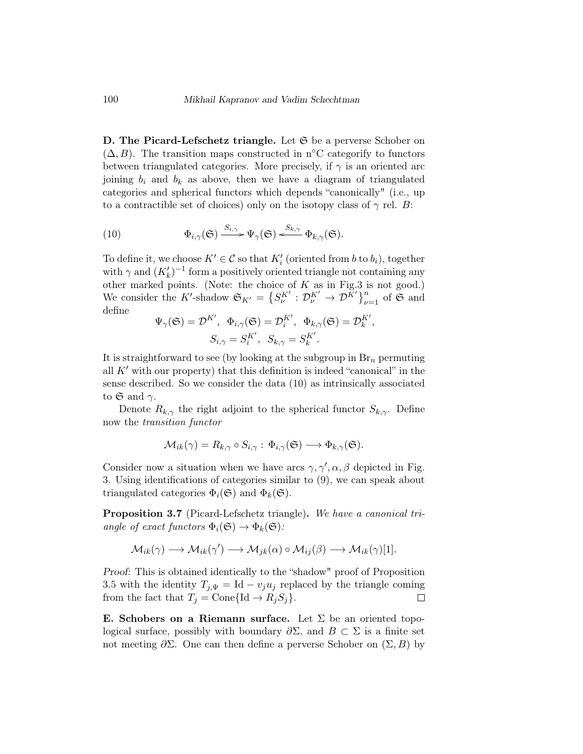**D. The Picard-Lefschetz triangle.** Let $\mathfrak{S}$ be a perverse Schober on $(\Delta, B)$. The transition maps constructed in n°C categorify to functors between triangulated categories. More precisely, if $\gamma$ is an oriented arc joining $b_i$ and $b_k$ as above, then we have a diagram of triangulated categories and spherical functors which depends "canonically" (i.e., up to a contractible set of choices) only on the isotopy class of $\gamma$ rel. $B$:

$$\Phi_{i,\gamma}(\mathfrak{S}) \xrightarrow{S_{i,\gamma}} \Psi_\gamma(\mathfrak{S}) \xleftarrow{S_{k,\gamma}} \Phi_{k,\gamma}(\mathfrak{S}). \tag{10}$$

To define it, we choose $K' \in \mathcal{C}$ so that $K'_i$ (oriented from $b$ to $b_i$), together with $\gamma$ and $(K'_k)^{-1}$ form a positively oriented triangle not containing any other marked points. (Note: the choice of $K$ as in Fig.3 is not good.) We consider the $K'$-shadow $\mathfrak{S}_{K'} = \left\{S_\nu^{K'} : \mathcal{D}_\nu^{K'} \to \mathcal{D}^{K'}\right\}_{\nu=1}^n$ of $\mathfrak{S}$ and define

$$\Psi_\gamma(\mathfrak{S}) = \mathcal{D}^{K'}, \ \ \Phi_{i,\gamma}(\mathfrak{S}) = \mathcal{D}_i^{K'}, \ \ \Phi_{k,\gamma}(\mathfrak{S}) = \mathcal{D}_k^{K'},$$
$$S_{i,\gamma} = S_i^{K'}, \ \ S_{k,\gamma} = S_k^{K'}.$$

It is straightforward to see (by looking at the subgroup in $\mathrm{Br}_n$ permuting all $K'$ with our property) that this definition is indeed "canonical" in the sense described. So we consider the data (10) as intrinsically associated to $\mathfrak{S}$ and $\gamma$.

Denote $R_{k,\gamma}$ the right adjoint to the spherical functor $S_{k,\gamma}$. Define now the *transition functor*

$$\mathcal{M}_{ik}(\gamma) = R_{k,\gamma} \circ S_{i,\gamma} : \Phi_{i,\gamma}(\mathfrak{S}) \longrightarrow \Phi_{k,\gamma}(\mathfrak{S}).$$

Consider now a situation when we have arcs $\gamma, \gamma', \alpha, \beta$ depicted in Fig. 3. Using identifications of categories similar to (9), we can speak about triangulated categories $\Phi_i(\mathfrak{S})$ and $\Phi_k(\mathfrak{S})$.

**Proposition 3.7** (Picard-Lefschetz triangle)**.** *We have a canonical triangle of exact functors $\Phi_i(\mathfrak{S}) \to \Phi_k(\mathfrak{S})$:*

$$\mathcal{M}_{ik}(\gamma) \longrightarrow \mathcal{M}_{ik}(\gamma') \longrightarrow \mathcal{M}_{jk}(\alpha) \circ \mathcal{M}_{ij}(\beta) \longrightarrow \mathcal{M}_{ik}(\gamma)[1].$$

*Proof:* This is obtained identically to the "shadow" proof of Proposition 3.5 with the identity $T_{j,\Psi} = \mathrm{Id} - v_j u_j$ replaced by the triangle coming from the fact that $T_j = \mathrm{Cone}\{\mathrm{Id} \to R_j S_j\}$. □

**E. Schobers on a Riemann surface.** Let $\Sigma$ be an oriented topological surface, possibly with boundary $\partial\Sigma$, and $B \subset \Sigma$ is a finite set not meeting $\partial\Sigma$. One can then define a perverse Schober on $(\Sigma, B)$ by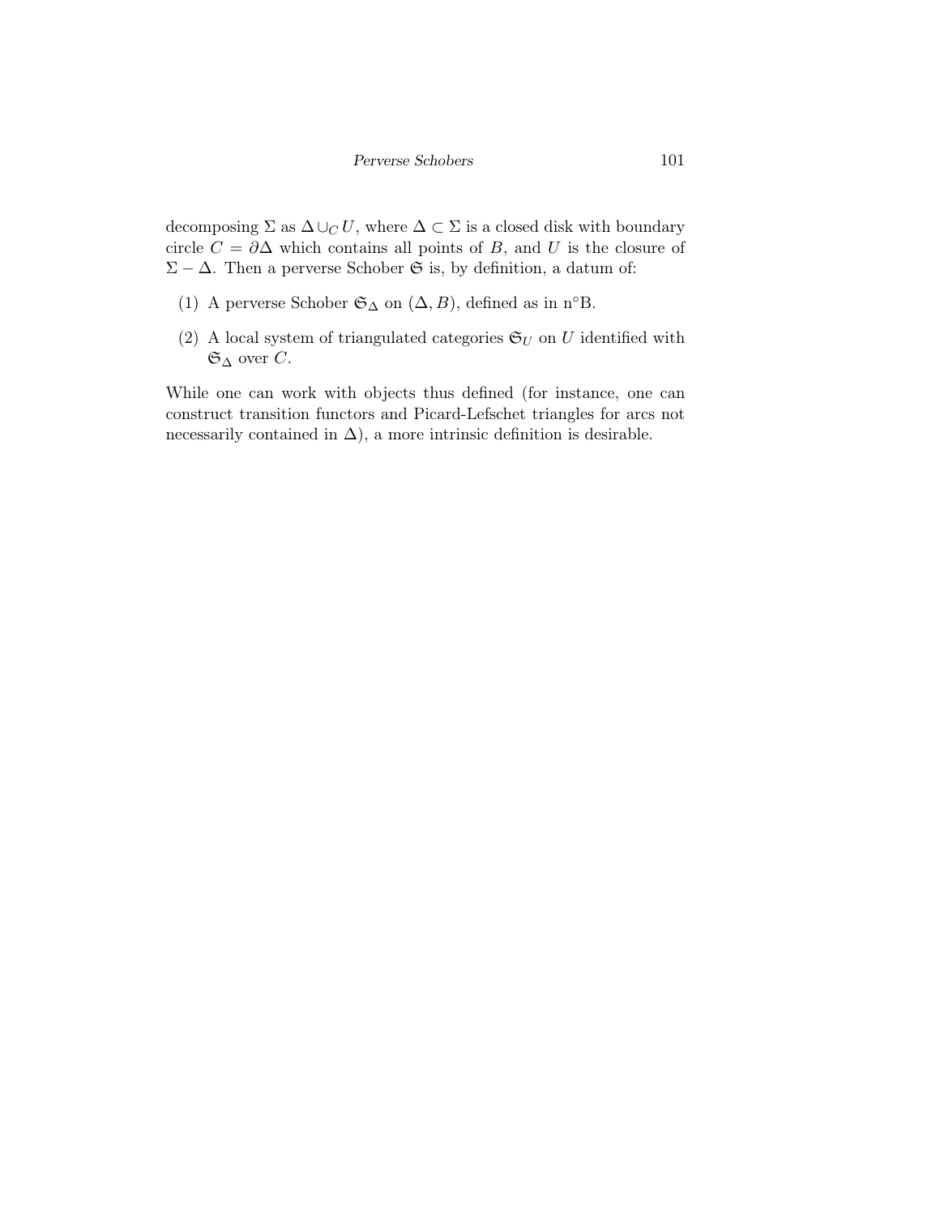decomposing $\Sigma$ as $\Delta \cup_C U$, where $\Delta \subset \Sigma$ is a closed disk with boundary circle $C = \partial\Delta$ which contains all points of $B$, and $U$ is the closure of $\Sigma - \Delta$. Then a perverse Schober $\mathfrak{S}$ is, by definition, a datum of:

1. A perverse Schober $\mathfrak{S}_\Delta$ on $(\Delta, B)$, defined as in n°B.
2. A local system of triangulated categories $\mathfrak{S}_U$ on $U$ identified with $\mathfrak{S}_\Delta$ over $C$.

While one can work with objects thus defined (for instance, one can construct transition functors and Picard-Lefschet triangles for arcs not necessarily contained in $\Delta$), a more intrinsic definition is desirable.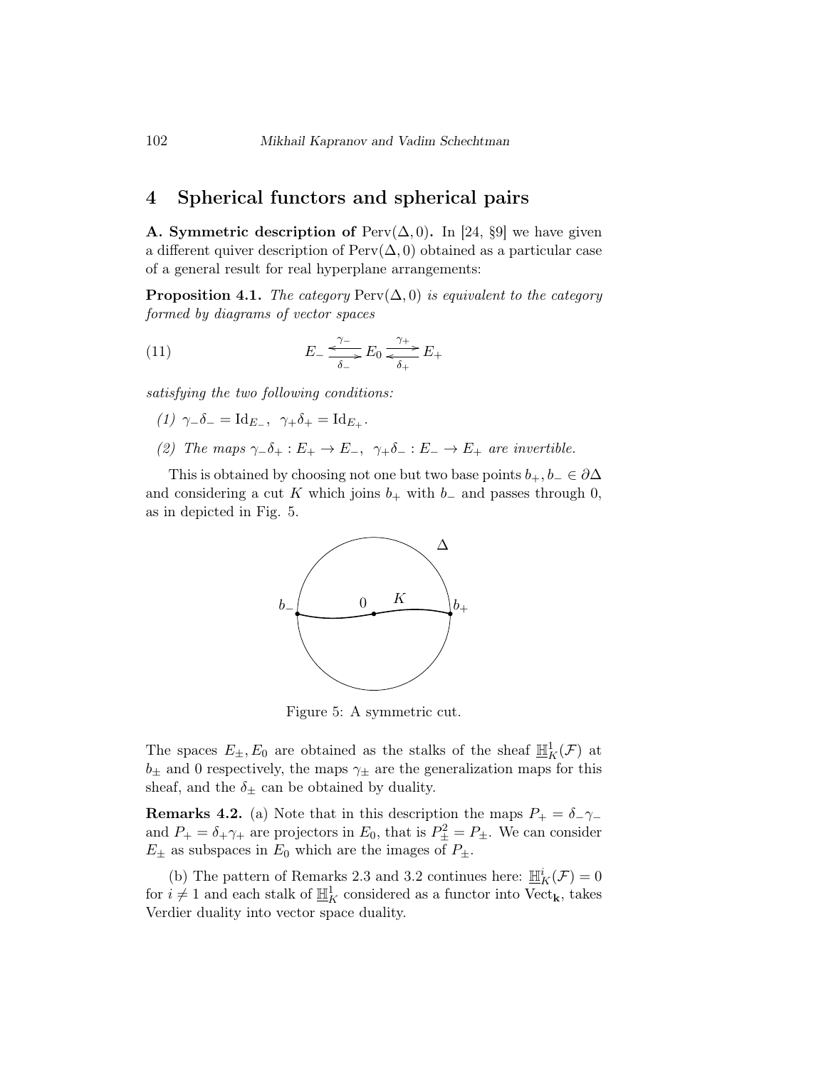# 4 Spherical functors and spherical pairs

**A. Symmetric description of** $\mathrm{Perv}(\Delta, 0)$**.** In [24, §9] we have given a different quiver description of $\mathrm{Perv}(\Delta, 0)$ obtained as a particular case of a general result for real hyperplane arrangements:

**Proposition 4.1.** *The category* $\mathrm{Perv}(\Delta, 0)$ *is equivalent to the category formed by diagrams of vector spaces*

$$E_- \underset{\delta_-}{\overset{\gamma_-}{\leftrightarrows}} E_0 \underset{\delta_+}{\overset{\gamma_+}{\rightleftarrows}} E_+ \tag{11}$$

*satisfying the two following conditions:*

*(1)* $\gamma_-\delta_- = \mathrm{Id}_{E_-}$, $\gamma_+\delta_+ = \mathrm{Id}_{E_+}$.

*(2) The maps* $\gamma_-\delta_+ : E_+ \to E_-$, $\gamma_+\delta_- : E_- \to E_+$ *are invertible.*

This is obtained by choosing not one but two base points $b_+, b_- \in \partial\Delta$ and considering a cut $K$ which joins $b_+$ with $b_-$ and passes through 0, as in depicted in Fig. 5.

Figure 5: A symmetric cut.

The spaces $E_\pm, E_0$ are obtained as the stalks of the sheaf $\underline{\mathbb{H}}^1_K(\mathcal{F})$ at $b_\pm$ and 0 respectively, the maps $\gamma_\pm$ are the generalization maps for this sheaf, and the $\delta_\pm$ can be obtained by duality.

**Remarks 4.2.** (a) Note that in this description the maps $P_+ = \delta_-\gamma_-$ and $P_+ = \delta_+\gamma_+$ are projectors in $E_0$, that is $P_\pm^2 = P_\pm$. We can consider $E_\pm$ as subspaces in $E_0$ which are the images of $P_\pm$.

(b) The pattern of Remarks 2.3 and 3.2 continues here: $\underline{\mathbb{H}}^i_K(\mathcal{F}) = 0$ for $i \neq 1$ and each stalk of $\underline{\mathbb{H}}^1_K$ considered as a functor into $\mathrm{Vect}_\mathbf{k}$, takes Verdier duality into vector space duality.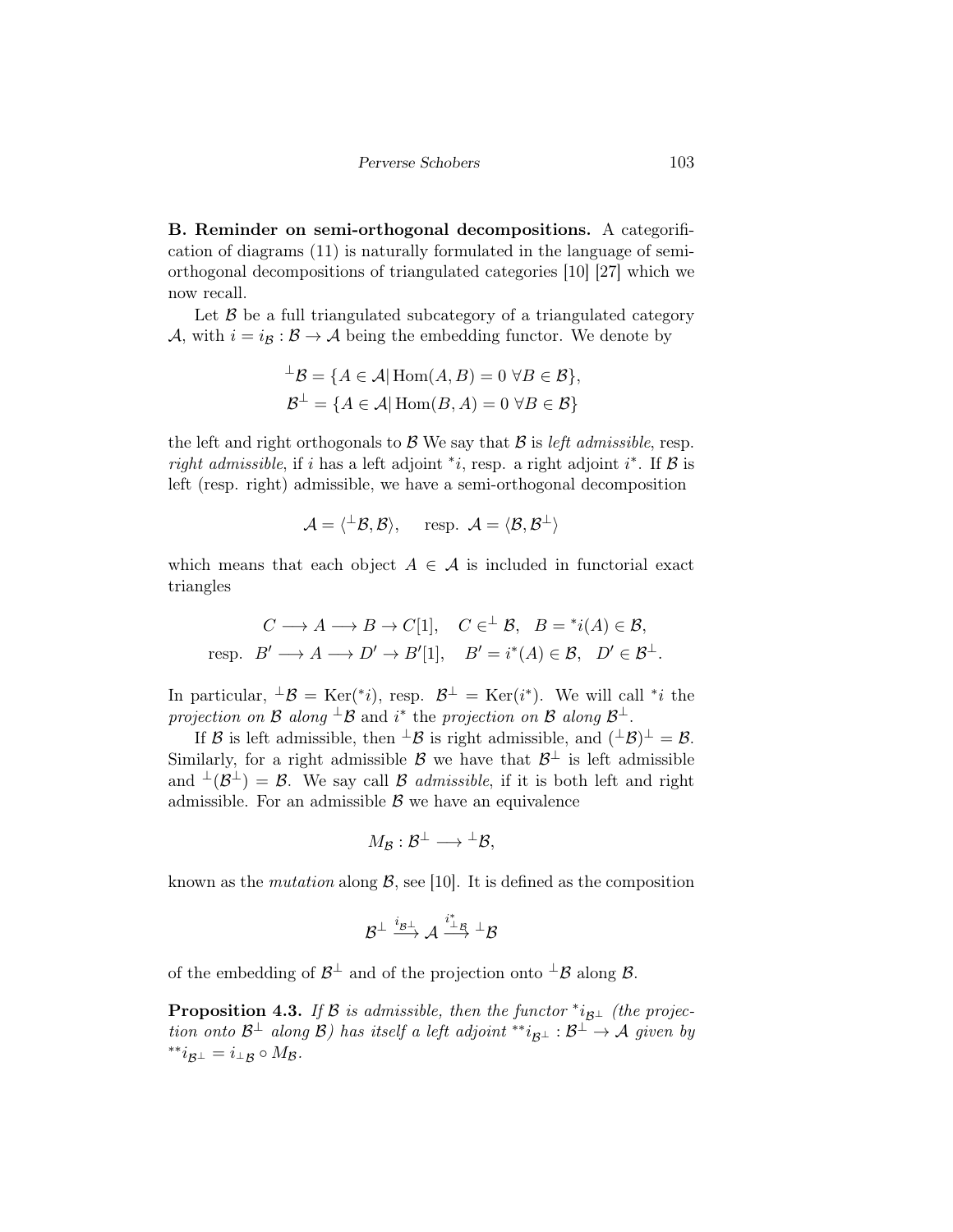**B. Reminder on semi-orthogonal decompositions.** A categorification of diagrams (11) is naturally formulated in the language of semi-orthogonal decompositions of triangulated categories [10] [27] which we now recall.

Let $\mathcal{B}$ be a full triangulated subcategory of a triangulated category $\mathcal{A}$, with $i = i_{\mathcal{B}} : \mathcal{B} \to \mathcal{A}$ being the embedding functor. We denote by

$$
\begin{aligned}
{}^{\perp}\mathcal{B} &= \{A \in \mathcal{A} | \operatorname{Hom}(A, B) = 0 \ \forall B \in \mathcal{B}\}, \\
\mathcal{B}^{\perp} &= \{A \in \mathcal{A} | \operatorname{Hom}(B, A) = 0 \ \forall B \in \mathcal{B}\}
\end{aligned}
$$

the left and right orthogonals to $\mathcal{B}$ We say that $\mathcal{B}$ is *left admissible*, resp. *right admissible*, if $i$ has a left adjoint ${}^*i$, resp. a right adjoint $i^*$. If $\mathcal{B}$ is left (resp. right) admissible, we have a semi-orthogonal decomposition

$$
\mathcal{A} = \langle {}^{\perp}\mathcal{B}, \mathcal{B} \rangle, \quad \text{ resp. } \mathcal{A} = \langle \mathcal{B}, \mathcal{B}^{\perp} \rangle
$$

which means that each object $A \in \mathcal{A}$ is included in functorial exact triangles

$$
\begin{aligned}
&C \longrightarrow A \longrightarrow B \to C[1], \quad C \in {}^{\perp} \mathcal{B}, \quad B = {}^*i(A) \in \mathcal{B}, \\
\text{resp. } \ &B' \longrightarrow A \longrightarrow D' \to B'[1], \quad B' = i^*(A) \in \mathcal{B}, \quad D' \in \mathcal{B}^{\perp}.
\end{aligned}
$$

In particular, ${}^{\perp}\mathcal{B} = \operatorname{Ker}({}^*i)$, resp. $\mathcal{B}^{\perp} = \operatorname{Ker}(i^*)$. We will call ${}^*i$ the *projection on* $\mathcal{B}$ *along* ${}^{\perp}\mathcal{B}$ and $i^*$ the *projection on* $\mathcal{B}$ *along* $\mathcal{B}^{\perp}$.

If $\mathcal{B}$ is left admissible, then ${}^{\perp}\mathcal{B}$ is right admissible, and $({}^{\perp}\mathcal{B})^{\perp} = \mathcal{B}$. Similarly, for a right admissible $\mathcal{B}$ we have that $\mathcal{B}^{\perp}$ is left admissible and ${}^{\perp}(\mathcal{B}^{\perp}) = \mathcal{B}$. We say call $\mathcal{B}$ *admissible*, if it is both left and right admissible. For an admissible $\mathcal{B}$ we have an equivalence

$$
M_{\mathcal{B}} : \mathcal{B}^{\perp} \longrightarrow {}^{\perp}\mathcal{B},
$$

known as the *mutation* along $\mathcal{B}$, see [10]. It is defined as the composition

$$
\mathcal{B}^{\perp} \xrightarrow{i_{\mathcal{B}^{\perp}}} \mathcal{A} \xrightarrow{i^*_{{}^{\perp}\mathcal{B}}} {}^{\perp}\mathcal{B}
$$

of the embedding of $\mathcal{B}^{\perp}$ and of the projection onto ${}^{\perp}\mathcal{B}$ along $\mathcal{B}$.

**Proposition 4.3.** *If $\mathcal{B}$ is admissible, then the functor ${}^*i_{\mathcal{B}^{\perp}}$ (the projection onto $\mathcal{B}^{\perp}$ along $\mathcal{B}$) has itself a left adjoint ${}^{**}i_{\mathcal{B}^{\perp}} : \mathcal{B}^{\perp} \to \mathcal{A}$ given by ${}^{**}i_{\mathcal{B}^{\perp}} = i_{{}^{\perp}\mathcal{B}} \circ M_{\mathcal{B}}$.*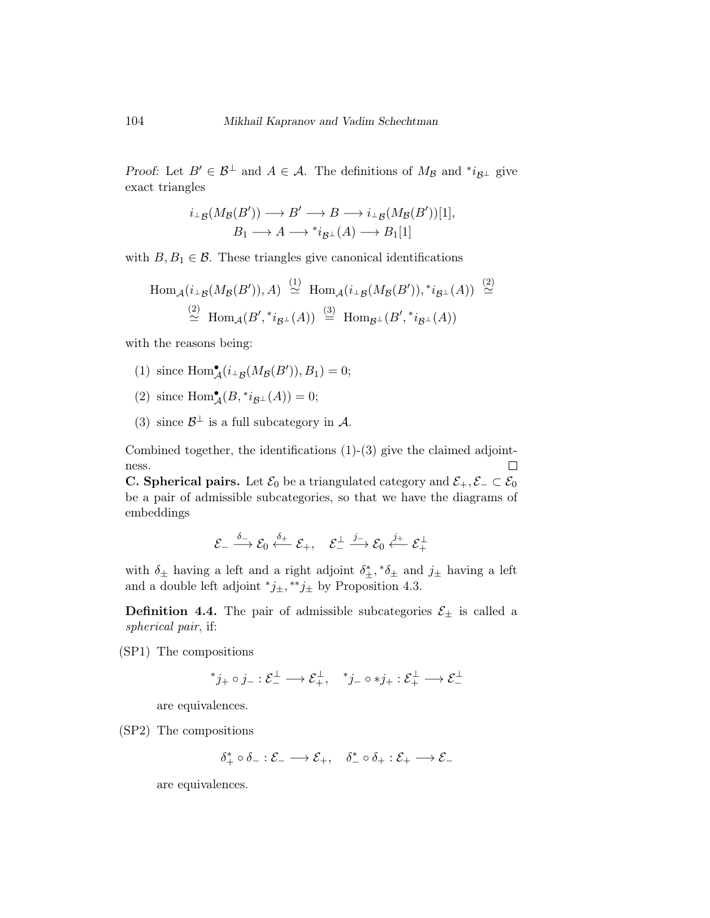*Proof:* Let $B' \in \mathcal{B}^\perp$ and $A \in \mathcal{A}$. The definitions of $M_\mathcal{B}$ and ${}^*i_{\mathcal{B}^\perp}$ give exact triangles

$$i_{{}^\perp\mathcal{B}}(M_\mathcal{B}(B')) \longrightarrow B' \longrightarrow B \longrightarrow i_{{}^\perp\mathcal{B}}(M_\mathcal{B}(B'))[1],$$
$$B_1 \longrightarrow A \longrightarrow {}^*i_{\mathcal{B}^\perp}(A) \longrightarrow B_1[1]$$

with $B, B_1 \in \mathcal{B}$. These triangles give canonical identifications

$$\mathrm{Hom}_\mathcal{A}(i_{{}^\perp\mathcal{B}}(M_\mathcal{B}(B')), A) \overset{(1)}{\simeq} \mathrm{Hom}_\mathcal{A}(i_{{}^\perp\mathcal{B}}(M_\mathcal{B}(B')), {}^*i_{\mathcal{B}^\perp}(A)) \overset{(2)}{\simeq}$$
$$\overset{(2)}{\simeq} \mathrm{Hom}_\mathcal{A}(B', {}^*i_{\mathcal{B}^\perp}(A)) \overset{(3)}{=} \mathrm{Hom}_{\mathcal{B}^\perp}(B', {}^*i_{\mathcal{B}^\perp}(A))$$

with the reasons being:

(1) since $\mathrm{Hom}^\bullet_\mathcal{A}(i_{{}^\perp\mathcal{B}}(M_\mathcal{B}(B')), B_1) = 0$;

(2) since $\mathrm{Hom}^\bullet_\mathcal{A}(B, {}^*i_{\mathcal{B}^\perp}(A)) = 0$;

(3) since $\mathcal{B}^\perp$ is a full subcategory in $\mathcal{A}$.

Combined together, the identifications (1)-(3) give the claimed adjointness. □

**C. Spherical pairs.** Let $\mathcal{E}_0$ be a triangulated category and $\mathcal{E}_+, \mathcal{E}_- \subset \mathcal{E}_0$ be a pair of admissible subcategories, so that we have the diagrams of embeddings

$$\mathcal{E}_- \xrightarrow{\delta_-} \mathcal{E}_0 \xleftarrow{\delta_+} \mathcal{E}_+, \quad \mathcal{E}_-^\perp \xrightarrow{j_-} \mathcal{E}_0 \xleftarrow{j_+} \mathcal{E}_+^\perp$$

with $\delta_\pm$ having a left and a right adjoint $\delta_\pm^*, {}^*\delta_\pm$ and $j_\pm$ having a left and a double left adjoint ${}^*j_\pm, {}^{**}j_\pm$ by Proposition 4.3.

**Definition 4.4.** The pair of admissible subcategories $\mathcal{E}_\pm$ is called a *spherical pair*, if:

(SP1) The compositions

$${}^*j_+ \circ j_- : \mathcal{E}_-^\perp \longrightarrow \mathcal{E}_+^\perp, \quad {}^*j_- \circ *j_+ : \mathcal{E}_+^\perp \longrightarrow \mathcal{E}_-^\perp$$

are equivalences.

(SP2) The compositions

$$\delta_+^* \circ \delta_- : \mathcal{E}_- \longrightarrow \mathcal{E}_+, \quad \delta_-^* \circ \delta_+ : \mathcal{E}_+ \longrightarrow \mathcal{E}_-$$

are equivalences.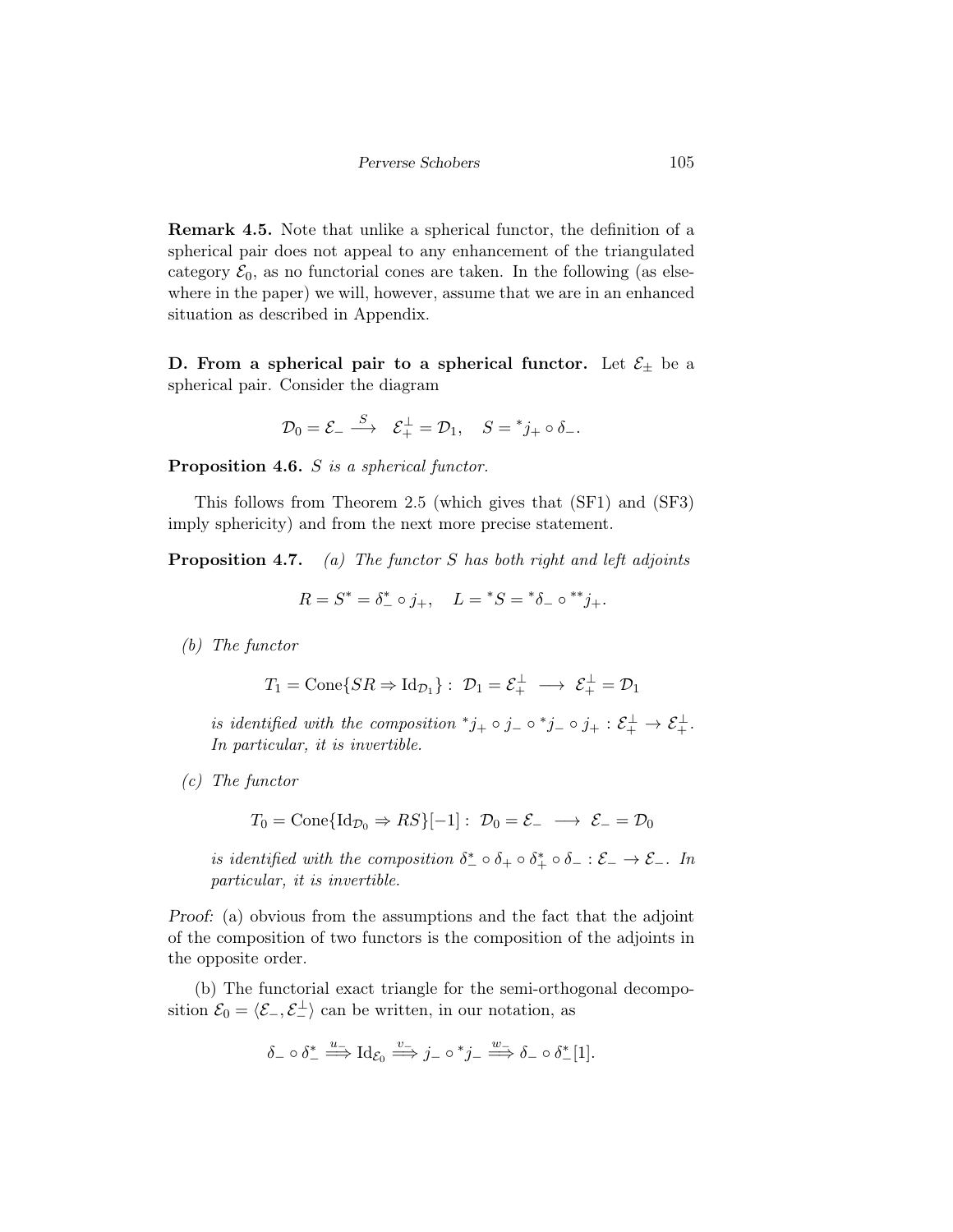**Remark 4.5.** Note that unlike a spherical functor, the definition of a spherical pair does not appeal to any enhancement of the triangulated category $\mathcal{E}_0$, as no functorial cones are taken. In the following (as elsewhere in the paper) we will, however, assume that we are in an enhanced situation as described in Appendix.

**D. From a spherical pair to a spherical functor.** Let $\mathcal{E}_\pm$ be a spherical pair. Consider the diagram

$$\mathcal{D}_0 = \mathcal{E}_- \xrightarrow{S} \mathcal{E}_+^\perp = \mathcal{D}_1, \quad S = {}^*j_+ \circ \delta_-.$$

**Proposition 4.6.** *$S$ is a spherical functor.*

This follows from Theorem 2.5 (which gives that (SF1) and (SF3) imply sphericity) and from the next more precise statement.

**Proposition 4.7.** *(a) The functor $S$ has both right and left adjoints*

$$R = S^* = \delta_-^* \circ j_+, \quad L = {}^*S = {}^*\delta_- \circ {}^{**}j_+.$$

*(b) The functor*

$$T_1 = \operatorname{Cone}\{SR \Rightarrow \operatorname{Id}_{\mathcal{D}_1}\} : \mathcal{D}_1 = \mathcal{E}_+^\perp \longrightarrow \mathcal{E}_+^\perp = \mathcal{D}_1$$

*is identified with the composition ${}^*j_+ \circ j_- \circ {}^*j_- \circ j_+ : \mathcal{E}_+^\perp \to \mathcal{E}_+^\perp$. In particular, it is invertible.*

*(c) The functor*

$$T_0 = \operatorname{Cone}\{\operatorname{Id}_{\mathcal{D}_0} \Rightarrow RS\}[-1] : \mathcal{D}_0 = \mathcal{E}_- \longrightarrow \mathcal{E}_- = \mathcal{D}_0$$

*is identified with the composition $\delta_-^* \circ \delta_+ \circ \delta_+^* \circ \delta_- : \mathcal{E}_- \to \mathcal{E}_-$. In particular, it is invertible.*

*Proof:* (a) obvious from the assumptions and the fact that the adjoint of the composition of two functors is the composition of the adjoints in the opposite order.

(b) The functorial exact triangle for the semi-orthogonal decomposition $\mathcal{E}_0 = \langle \mathcal{E}_-, \mathcal{E}_-^\perp \rangle$ can be written, in our notation, as

$$\delta_- \circ \delta_-^* \xRightarrow{u_-} \operatorname{Id}_{\mathcal{E}_0} \xRightarrow{v_-} j_- \circ {}^*j_- \xRightarrow{w_-} \delta_- \circ \delta_-^*[1].$$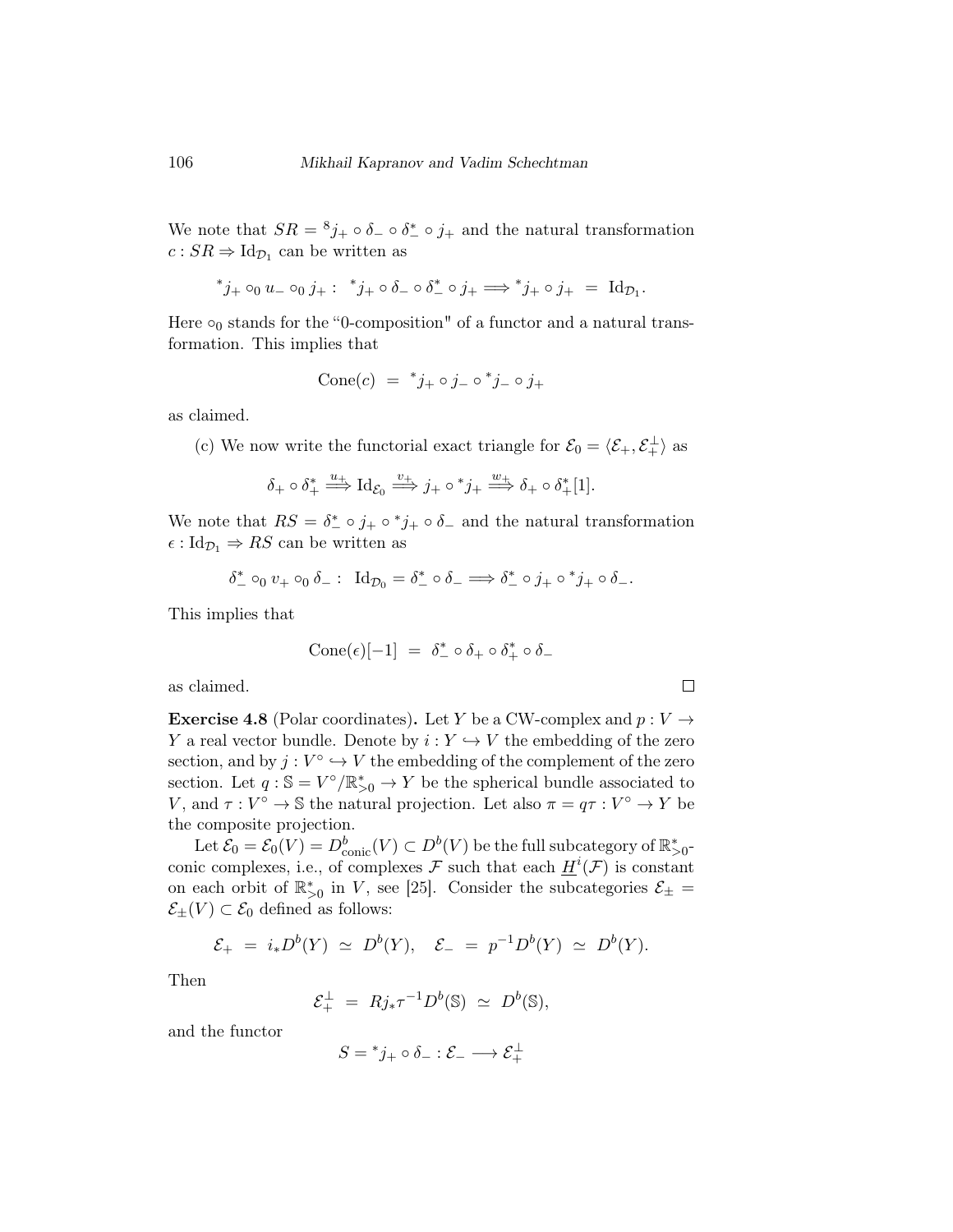We note that $SR = {}^{8}j_+ \circ \delta_- \circ \delta_-^* \circ j_+$ and the natural transformation $c : SR \Rightarrow \mathrm{Id}_{\mathcal{D}_1}$ can be written as

$$
{}^*j_+ \circ_0 u_- \circ_0 j_+ : \ {}^*j_+ \circ \delta_- \circ \delta_-^* \circ j_+ \Longrightarrow {}^*j_+ \circ j_+ \ = \ \mathrm{Id}_{\mathcal{D}_1}.
$$

Here $\circ_0$ stands for the "0-composition" of a functor and a natural transformation. This implies that

$$
\mathrm{Cone}(c) \ = \ {}^*j_+ \circ j_- \circ {}^*j_- \circ j_+
$$

as claimed.

(c) We now write the functorial exact triangle for $\mathcal{E}_0 = \langle \mathcal{E}_+, \mathcal{E}_+^\perp \rangle$ as

$$
\delta_+ \circ \delta_+^* \overset{u_+}{\Longrightarrow} \mathrm{Id}_{\mathcal{E}_0} \overset{v_+}{\Longrightarrow} j_+ \circ {}^*j_+ \overset{w_+}{\Longrightarrow} \delta_+ \circ \delta_+^*[1].
$$

We note that $RS = \delta_-^* \circ j_+ \circ {}^*j_+ \circ \delta_-$ and the natural transformation $\epsilon : \mathrm{Id}_{\mathcal{D}_1} \Rightarrow RS$ can be written as

$$
\delta_-^* \circ_0 v_+ \circ_0 \delta_- : \ \mathrm{Id}_{\mathcal{D}_0} = \delta_-^* \circ \delta_- \Longrightarrow \delta_-^* \circ j_+ \circ {}^*j_+ \circ \delta_-.
$$

This implies that

$$
\mathrm{Cone}(\epsilon)[-1] \ = \ \delta_-^* \circ \delta_+ \circ \delta_+^* \circ \delta_-
$$

as claimed. $\square$

**Exercise 4.8** (Polar coordinates)**.** Let $Y$ be a CW-complex and $p : V \to Y$ a real vector bundle. Denote by $i : Y \hookrightarrow V$ the embedding of the zero section, and by $j : V^\circ \hookrightarrow V$ the embedding of the complement of the zero section. Let $q : \mathbb{S} = V^\circ / \mathbb{R}^*_{>0} \to Y$ be the spherical bundle associated to $V$, and $\tau : V^\circ \to \mathbb{S}$ the natural projection. Let also $\pi = q\tau : V^\circ \to Y$ be the composite projection.

Let $\mathcal{E}_0 = \mathcal{E}_0(V) = D^b_{\mathrm{conic}}(V) \subset D^b(V)$ be the full subcategory of $\mathbb{R}^*_{>0}$-conic complexes, i.e., of complexes $\mathcal{F}$ such that each $\underline{H}^i(\mathcal{F})$ is constant on each orbit of $\mathbb{R}^*_{>0}$ in $V$, see [25]. Consider the subcategories $\mathcal{E}_\pm = \mathcal{E}_\pm(V) \subset \mathcal{E}_0$ defined as follows:

$$
\mathcal{E}_+ \ = \ i_* D^b(Y) \ \simeq \ D^b(Y), \quad \mathcal{E}_- \ = \ p^{-1} D^b(Y) \ \simeq \ D^b(Y).
$$

Then

$$
\mathcal{E}_+^\perp \ = \ Rj_* \tau^{-1} D^b(\mathbb{S}) \ \simeq \ D^b(\mathbb{S}),
$$

and the functor

$$
S = {}^*j_+ \circ \delta_- : \mathcal{E}_- \longrightarrow \mathcal{E}_+^\perp
$$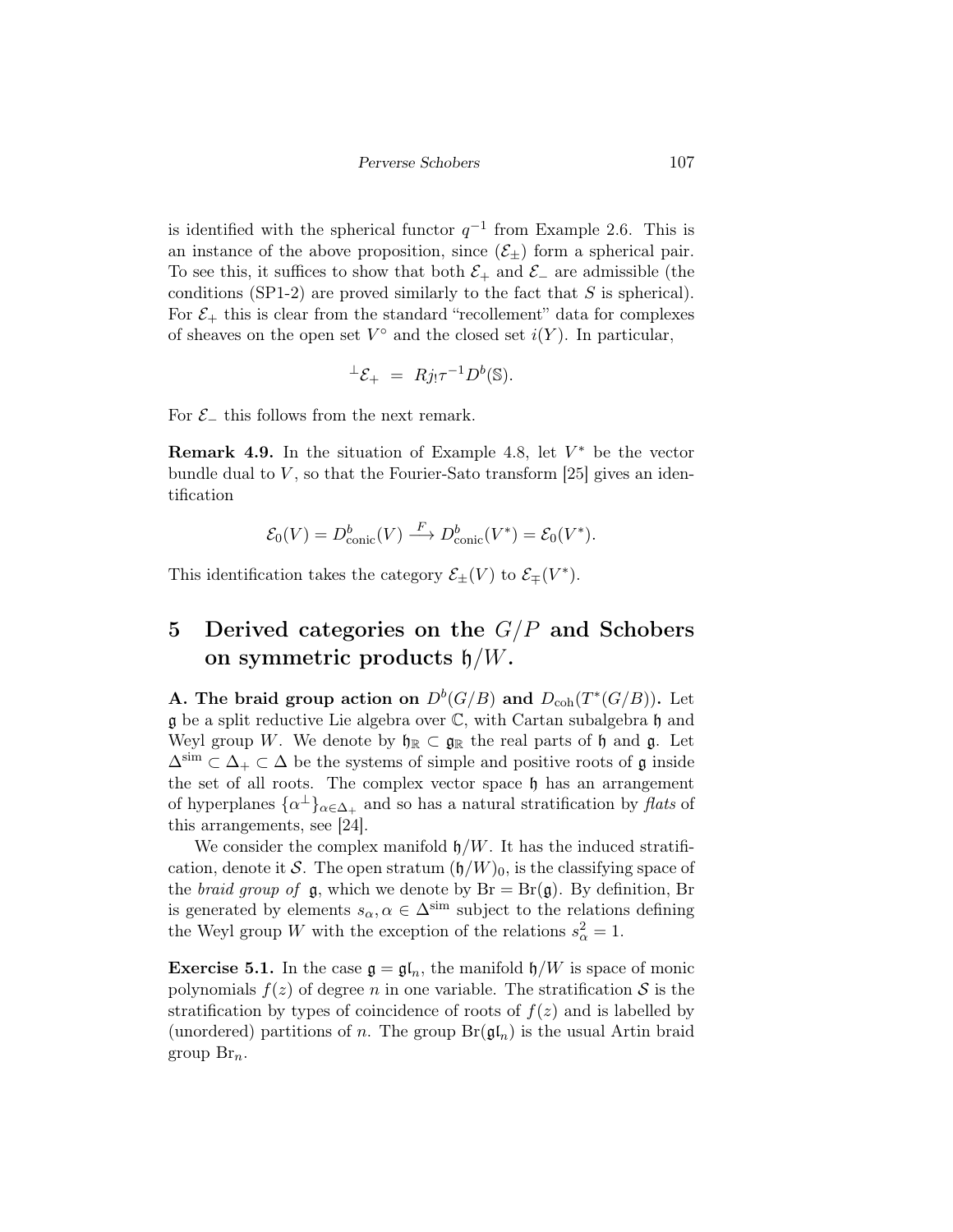is identified with the spherical functor $q^{-1}$ from Example 2.6. This is an instance of the above proposition, since $(\mathcal{E}_\pm)$ form a spherical pair. To see this, it suffices to show that both $\mathcal{E}_+$ and $\mathcal{E}_-$ are admissible (the conditions (SP1-2) are proved similarly to the fact that $S$ is spherical). For $\mathcal{E}_+$ this is clear from the standard "recollement" data for complexes of sheaves on the open set $V^\circ$ and the closed set $i(Y)$. In particular,

$$^\perp\mathcal{E}_+ \;=\; Rj_!\tau^{-1}D^b(\mathbb{S}).$$

For $\mathcal{E}_-$ this follows from the next remark.

**Remark 4.9.** In the situation of Example 4.8, let $V^*$ be the vector bundle dual to $V$, so that the Fourier-Sato transform [25] gives an identification

$$\mathcal{E}_0(V) = D^b_{\mathrm{conic}}(V) \xrightarrow{F} D^b_{\mathrm{conic}}(V^*) = \mathcal{E}_0(V^*).$$

This identification takes the category $\mathcal{E}_\pm(V)$ to $\mathcal{E}_\mp(V^*)$.

# 5 Derived categories on the $G/P$ and Schobers on symmetric products $\mathfrak{h}/W$.

**A. The braid group action on $D^b(G/B)$ and $D_{\mathrm{coh}}(T^*(G/B))$.** Let $\mathfrak{g}$ be a split reductive Lie algebra over $\mathbb{C}$, with Cartan subalgebra $\mathfrak{h}$ and Weyl group $W$. We denote by $\mathfrak{h}_\mathbb{R} \subset \mathfrak{g}_\mathbb{R}$ the real parts of $\mathfrak{h}$ and $\mathfrak{g}$. Let $\Delta^{\mathrm{sim}} \subset \Delta_+ \subset \Delta$ be the systems of simple and positive roots of $\mathfrak{g}$ inside the set of all roots. The complex vector space $\mathfrak{h}$ has an arrangement of hyperplanes $\{\alpha^\perp\}_{\alpha\in\Delta_+}$ and so has a natural stratification by *flats* of this arrangements, see [24].

We consider the complex manifold $\mathfrak{h}/W$. It has the induced stratification, denote it $\mathcal{S}$. The open stratum $(\mathfrak{h}/W)_0$, is the classifying space of the *braid group of* $\mathfrak{g}$, which we denote by $\mathrm{Br} = \mathrm{Br}(\mathfrak{g})$. By definition, Br is generated by elements $s_\alpha, \alpha \in \Delta^{\mathrm{sim}}$ subject to the relations defining the Weyl group $W$ with the exception of the relations $s_\alpha^2 = 1$.

**Exercise 5.1.** In the case $\mathfrak{g} = \mathfrak{gl}_n$, the manifold $\mathfrak{h}/W$ is space of monic polynomials $f(z)$ of degree $n$ in one variable. The stratification $\mathcal{S}$ is the stratification by types of coincidence of roots of $f(z)$ and is labelled by (unordered) partitions of $n$. The group $\mathrm{Br}(\mathfrak{gl}_n)$ is the usual Artin braid group $\mathrm{Br}_n$.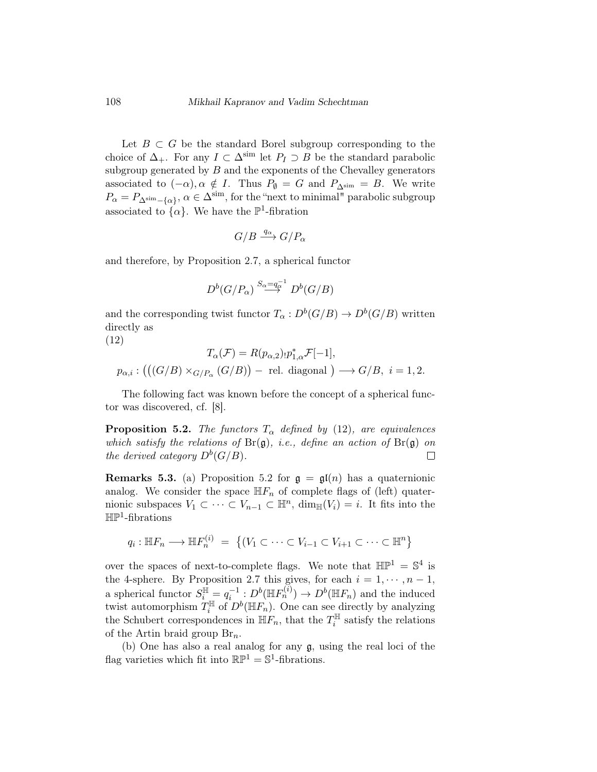Let $B \subset G$ be the standard Borel subgroup corresponding to the choice of $\Delta_+$. For any $I \subset \Delta^{\rm sim}$ let $P_I \supset B$ be the standard parabolic subgroup generated by $B$ and the exponents of the Chevalley generators associated to $(-\alpha), \alpha \notin I$. Thus $P_\emptyset = G$ and $P_{\Delta^{\rm sim}} = B$. We write $P_\alpha = P_{\Delta^{\rm sim}-\{\alpha\}}$, $\alpha \in \Delta^{\rm sim}$, for the "next to minimal" parabolic subgroup associated to $\{\alpha\}$. We have the $\mathbb{P}^1$-fibration

$$G/B \xrightarrow{q_\alpha} G/P_\alpha$$

and therefore, by Proposition 2.7, a spherical functor

$$D^b(G/P_\alpha) \overset{S_\alpha = q_\alpha^{-1}}{\longrightarrow} D^b(G/B)$$

and the corresponding twist functor $T_\alpha : D^b(G/B) \to D^b(G/B)$ written directly as

(12)

$$T_\alpha(\mathcal{F}) = R(p_{\alpha,2})_! p_{1,\alpha}^* \mathcal{F}[-1],$$
$$p_{\alpha,i} : \Big( \big((G/B) \times_{G/P_\alpha} (G/B)\big) - \text{ rel. diagonal } \Big) \longrightarrow G/B, \ i = 1, 2.$$

The following fact was known before the concept of a spherical functor was discovered, cf. [8].

**Proposition 5.2.** *The functors $T_\alpha$ defined by* (12)*, are equivalences which satisfy the relations of* $\mathrm{Br}(\mathfrak{g})$*, i.e., define an action of* $\mathrm{Br}(\mathfrak{g})$ *on the derived category* $D^b(G/B)$*.* □

**Remarks 5.3.** (a) Proposition 5.2 for $\mathfrak{g} = \mathfrak{gl}(n)$ has a quaternionic analog. We consider the space $\mathbb{H}F_n$ of complete flags of (left) quaternionic subspaces $V_1 \subset \cdots \subset V_{n-1} \subset \mathbb{H}^n$, $\dim_{\mathbb{H}}(V_i) = i$. It fits into the $\mathbb{HP}^1$-fibrations

$$q_i : \mathbb{H}F_n \longrightarrow \mathbb{H}F_n^{(i)} \ = \ \big\{ (V_1 \subset \cdots \subset V_{i-1} \subset V_{i+1} \subset \cdots \subset \mathbb{H}^n \big\}$$

over the spaces of next-to-complete flags. We note that $\mathbb{HP}^1 = \mathbb{S}^4$ is the 4-sphere. By Proposition 2.7 this gives, for each $i = 1, \cdots, n-1$, a spherical functor $S_i^{\mathbb{H}} = q_i^{-1} : D^b(\mathbb{H}F_n^{(i)}) \to D^b(\mathbb{H}F_n)$ and the induced twist automorphism $T_i^{\mathbb{H}}$ of $D^b(\mathbb{H}F_n)$. One can see directly by analyzing the Schubert correspondences in $\mathbb{H}F_n$, that the $T_i^{\mathbb{H}}$ satisfy the relations of the Artin braid group $\mathrm{Br}_n$.

(b) One has also a real analog for any $\mathfrak{g}$, using the real loci of the flag varieties which fit into $\mathbb{RP}^1 = \mathbb{S}^1$-fibrations.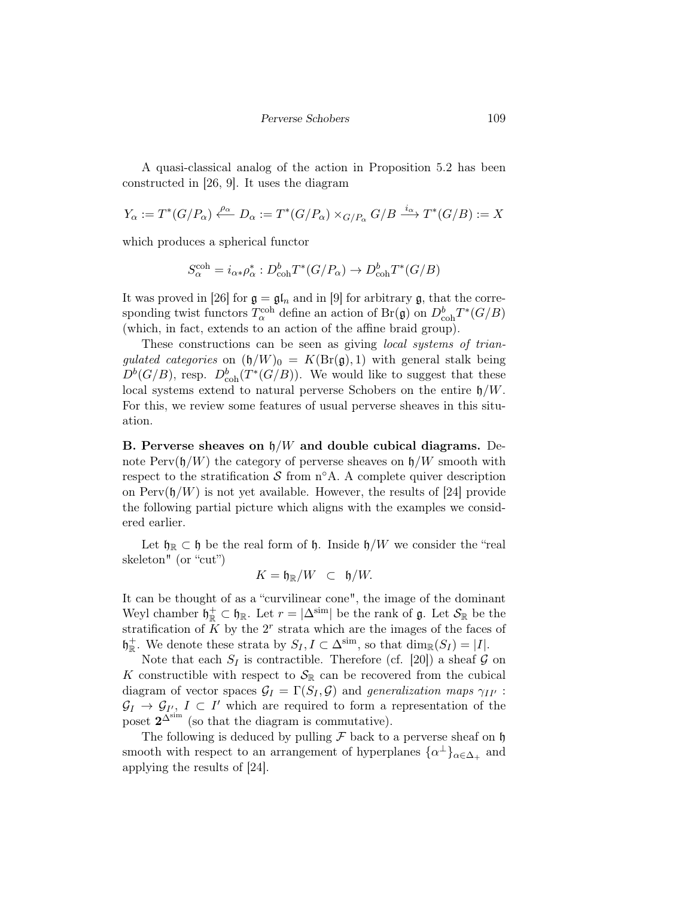A quasi-classical analog of the action in Proposition 5.2 has been constructed in [26, 9]. It uses the diagram

$$Y_\alpha := T^*(G/P_\alpha) \xleftarrow{\rho_\alpha} D_\alpha := T^*(G/P_\alpha) \times_{G/P_\alpha} G/B \xrightarrow{i_\alpha} T^*(G/B) := X$$

which produces a spherical functor

$$S_\alpha^{\mathrm{coh}} = i_{\alpha *}\rho_\alpha^* : D^b_{\mathrm{coh}} T^*(G/P_\alpha) \to D^b_{\mathrm{coh}} T^*(G/B)$$

It was proved in [26] for $\mathfrak{g} = \mathfrak{gl}_n$ and in [9] for arbitrary $\mathfrak{g}$, that the corresponding twist functors $T_\alpha^{\mathrm{coh}}$ define an action of $\mathrm{Br}(\mathfrak{g})$ on $D^b_{\mathrm{coh}} T^*(G/B)$ (which, in fact, extends to an action of the affine braid group).

These constructions can be seen as giving *local systems of triangulated categories* on $(\mathfrak{h}/W)_0 = K(\mathrm{Br}(\mathfrak{g}), 1)$ with general stalk being $D^b(G/B)$, resp. $D^b_{\mathrm{coh}}(T^*(G/B))$. We would like to suggest that these local systems extend to natural perverse Schobers on the entire $\mathfrak{h}/W$. For this, we review some features of usual perverse sheaves in this situation.

**B. Perverse sheaves on $\mathfrak{h}/W$ and double cubical diagrams.** Denote $\mathrm{Perv}(\mathfrak{h}/W)$ the category of perverse sheaves on $\mathfrak{h}/W$ smooth with respect to the stratification $\mathcal{S}$ from n°A. A complete quiver description on $\mathrm{Perv}(\mathfrak{h}/W)$ is not yet available. However, the results of [24] provide the following partial picture which aligns with the examples we considered earlier.

Let $\mathfrak{h}_\mathbb{R} \subset \mathfrak{h}$ be the real form of $\mathfrak{h}$. Inside $\mathfrak{h}/W$ we consider the "real skeleton" (or "cut")

$$K = \mathfrak{h}_\mathbb{R}/W \quad \subset \quad \mathfrak{h}/W.$$

It can be thought of as a "curvilinear cone", the image of the dominant Weyl chamber $\mathfrak{h}_\mathbb{R}^+ \subset \mathfrak{h}_\mathbb{R}$. Let $r = |\Delta^{\mathrm{sim}}|$ be the rank of $\mathfrak{g}$. Let $\mathcal{S}_\mathbb{R}$ be the stratification of $K$ by the $2^r$ strata which are the images of the faces of $\mathfrak{h}_\mathbb{R}^+$. We denote these strata by $S_I, I \subset \Delta^{\mathrm{sim}}$, so that $\dim_\mathbb{R}(S_I) = |I|$.

Note that each $S_I$ is contractible. Therefore (cf. [20]) a sheaf $\mathcal{G}$ on $K$ constructible with respect to $\mathcal{S}_\mathbb{R}$ can be recovered from the cubical diagram of vector spaces $\mathcal{G}_I = \Gamma(S_I, \mathcal{G})$ and *generalization maps* $\gamma_{II'} : \mathcal{G}_I \to \mathcal{G}_{I'}$, $I \subset I'$ which are required to form a representation of the poset $\mathbf{2}^{\Delta^{\mathrm{sim}}}$ (so that the diagram is commutative).

The following is deduced by pulling $\mathcal{F}$ back to a perverse sheaf on $\mathfrak{h}$ smooth with respect to an arrangement of hyperplanes $\{\alpha^\perp\}_{\alpha \in \Delta_+}$ and applying the results of [24].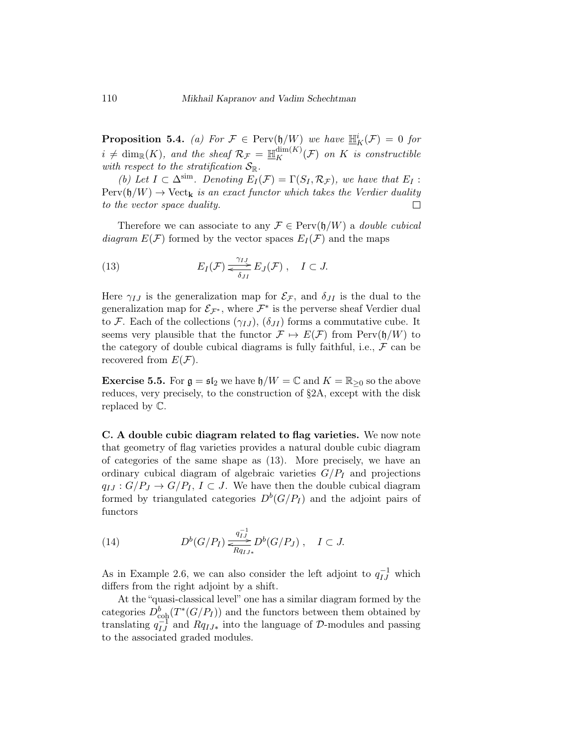**Proposition 5.4.** *(a) For $\mathcal{F} \in \operatorname{Perv}(\mathfrak{h}/W)$ we have $\underline{\mathbb{H}}^i_K(\mathcal{F}) = 0$ for $i \neq \dim_{\mathbb{R}}(K)$, and the sheaf $\mathcal{R}_{\mathcal{F}} = \underline{\mathbb{H}}^{\dim(K)}_K(\mathcal{F})$ on $K$ is constructible with respect to the stratification $\mathcal{S}_{\mathbb{R}}$.*

*(b) Let $I \subset \Delta^{\mathrm{sim}}$. Denoting $E_I(\mathcal{F}) = \Gamma(S_I, \mathcal{R}_{\mathcal{F}})$, we have that $E_I : \operatorname{Perv}(\mathfrak{h}/W) \to \operatorname{Vect}_{\mathbf{k}}$ is an exact functor which takes the Verdier duality to the vector space duality.* □

Therefore we can associate to any $\mathcal{F} \in \operatorname{Perv}(\mathfrak{h}/W)$ a *double cubical diagram* $E(\mathcal{F})$ formed by the vector spaces $E_I(\mathcal{F})$ and the maps

$$E_I(\mathcal{F}) \underset{\delta_{JI}}{\overset{\gamma_{IJ}}{\rightleftarrows}} E_J(\mathcal{F}), \quad I \subset J. \tag{13}$$

Here $\gamma_{IJ}$ is the generalization map for $\mathcal{E}_{\mathcal{F}}$, and $\delta_{JI}$ is the dual to the generalization map for $\mathcal{E}_{\mathcal{F}^*}$, where $\mathcal{F}^*$ is the perverse sheaf Verdier dual to $\mathcal{F}$. Each of the collections $(\gamma_{IJ})$, $(\delta_{JI})$ forms a commutative cube. It seems very plausible that the functor $\mathcal{F} \mapsto E(\mathcal{F})$ from $\operatorname{Perv}(\mathfrak{h}/W)$ to the category of double cubical diagrams is fully faithful, i.e., $\mathcal{F}$ can be recovered from $E(\mathcal{F})$.

**Exercise 5.5.** For $\mathfrak{g} = \mathfrak{sl}_2$ we have $\mathfrak{h}/W = \mathbb{C}$ and $K = \mathbb{R}_{\geq 0}$ so the above reduces, very precisely, to the construction of §2A, except with the disk replaced by $\mathbb{C}$.

**C. A double cubic diagram related to flag varieties.** We now note that geometry of flag varieties provides a natural double cubic diagram of categories of the same shape as (13). More precisely, we have an ordinary cubical diagram of algebraic varieties $G/P_I$ and projections $q_{IJ} : G/P_J \to G/P_I$, $I \subset J$. We have then the double cubical diagram formed by triangulated categories $D^b(G/P_I)$ and the adjoint pairs of functors

$$D^b(G/P_I) \underset{Rq_{IJ*}}{\overset{q_{IJ}^{-1}}{\rightleftarrows}} D^b(G/P_J), \quad I \subset J. \tag{14}$$

As in Example 2.6, we can also consider the left adjoint to $q_{IJ}^{-1}$ which differs from the right adjoint by a shift.

At the "quasi-classical level" one has a similar diagram formed by the categories $D^b_{\mathrm{coh}}(T^*(G/P_I))$ and the functors between them obtained by translating $q_{IJ}^{-1}$ and $Rq_{IJ*}$ into the language of $\mathcal{D}$-modules and passing to the associated graded modules.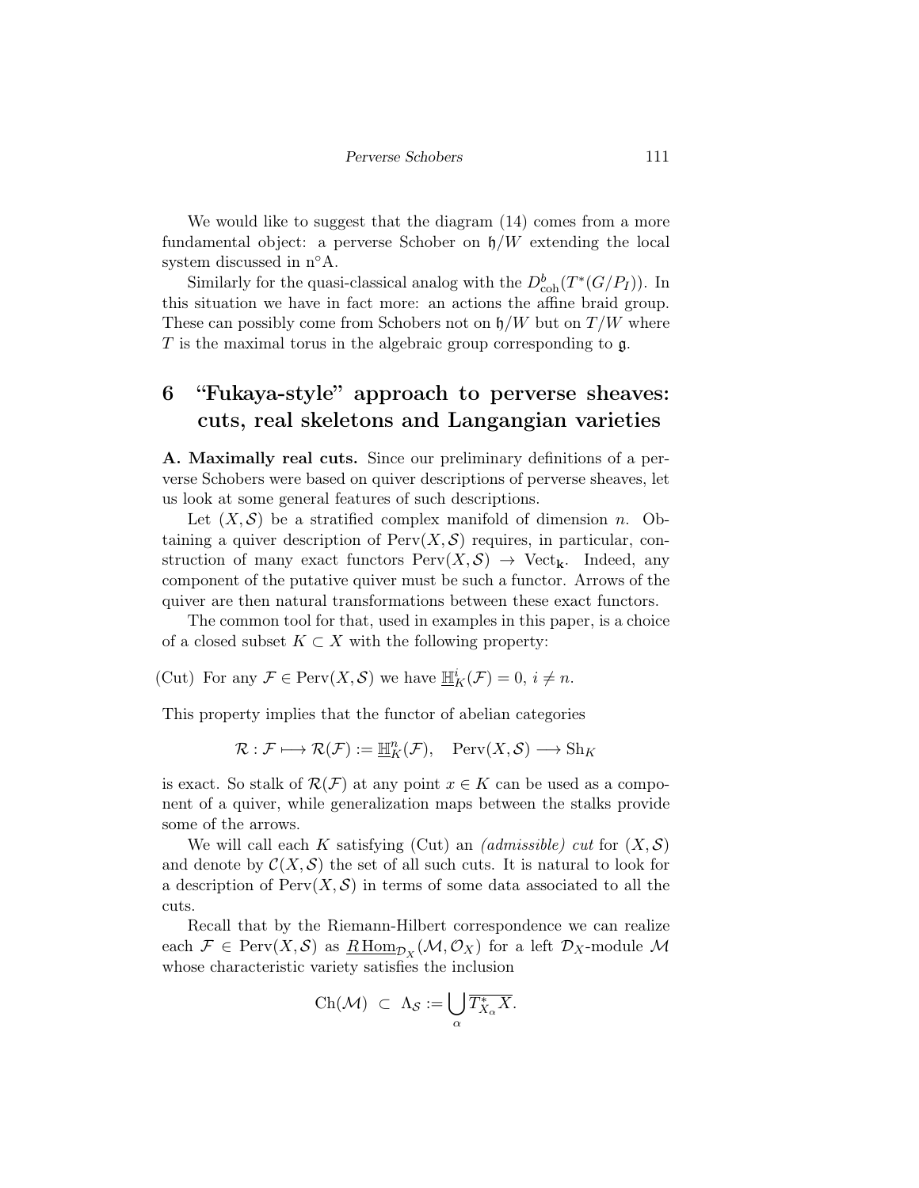We would like to suggest that the diagram (14) comes from a more fundamental object: a perverse Schober on $\mathfrak{h}/W$ extending the local system discussed in n°A.

Similarly for the quasi-classical analog with the $D^b_{\mathrm{coh}}(T^*(G/P_I))$. In this situation we have in fact more: an actions the affine braid group. These can possibly come from Schobers not on $\mathfrak{h}/W$ but on $T/W$ where $T$ is the maximal torus in the algebraic group corresponding to $\mathfrak{g}$.

## 6 "Fukaya-style" approach to perverse sheaves: cuts, real skeletons and Langangian varieties

**A. Maximally real cuts.** Since our preliminary definitions of a perverse Schobers were based on quiver descriptions of perverse sheaves, let us look at some general features of such descriptions.

Let $(X, \mathcal{S})$ be a stratified complex manifold of dimension $n$. Obtaining a quiver description of $\mathrm{Perv}(X, \mathcal{S})$ requires, in particular, construction of many exact functors $\mathrm{Perv}(X, \mathcal{S}) \to \mathrm{Vect}_{\mathbf{k}}$. Indeed, any component of the putative quiver must be such a functor. Arrows of the quiver are then natural transformations between these exact functors.

The common tool for that, used in examples in this paper, is a choice of a closed subset $K \subset X$ with the following property:

(Cut) For any $\mathcal{F} \in \mathrm{Perv}(X, \mathcal{S})$ we have $\underline{\mathbb{H}}^i_K(\mathcal{F}) = 0$, $i \neq n$.

This property implies that the functor of abelian categories

$$\mathcal{R} : \mathcal{F} \longmapsto \mathcal{R}(\mathcal{F}) := \underline{\mathbb{H}}^n_K(\mathcal{F}), \quad \mathrm{Perv}(X, \mathcal{S}) \longrightarrow \mathrm{Sh}_K$$

is exact. So stalk of $\mathcal{R}(\mathcal{F})$ at any point $x \in K$ can be used as a component of a quiver, while generalization maps between the stalks provide some of the arrows.

We will call each $K$ satisfying (Cut) an *(admissible) cut* for $(X, \mathcal{S})$ and denote by $\mathcal{C}(X, \mathcal{S})$ the set of all such cuts. It is natural to look for a description of $\mathrm{Perv}(X, \mathcal{S})$ in terms of some data associated to all the cuts.

Recall that by the Riemann-Hilbert correspondence we can realize each $\mathcal{F} \in \mathrm{Perv}(X, \mathcal{S})$ as $\underline{R\,\mathrm{Hom}}_{\mathcal{D}_X}(\mathcal{M}, \mathcal{O}_X)$ for a left $\mathcal{D}_X$-module $\mathcal{M}$ whose characteristic variety satisfies the inclusion

$$\mathrm{Ch}(\mathcal{M}) \subset \Lambda_{\mathcal{S}} := \bigcup_{\alpha} \overline{T^*_{X_\alpha} X}.$$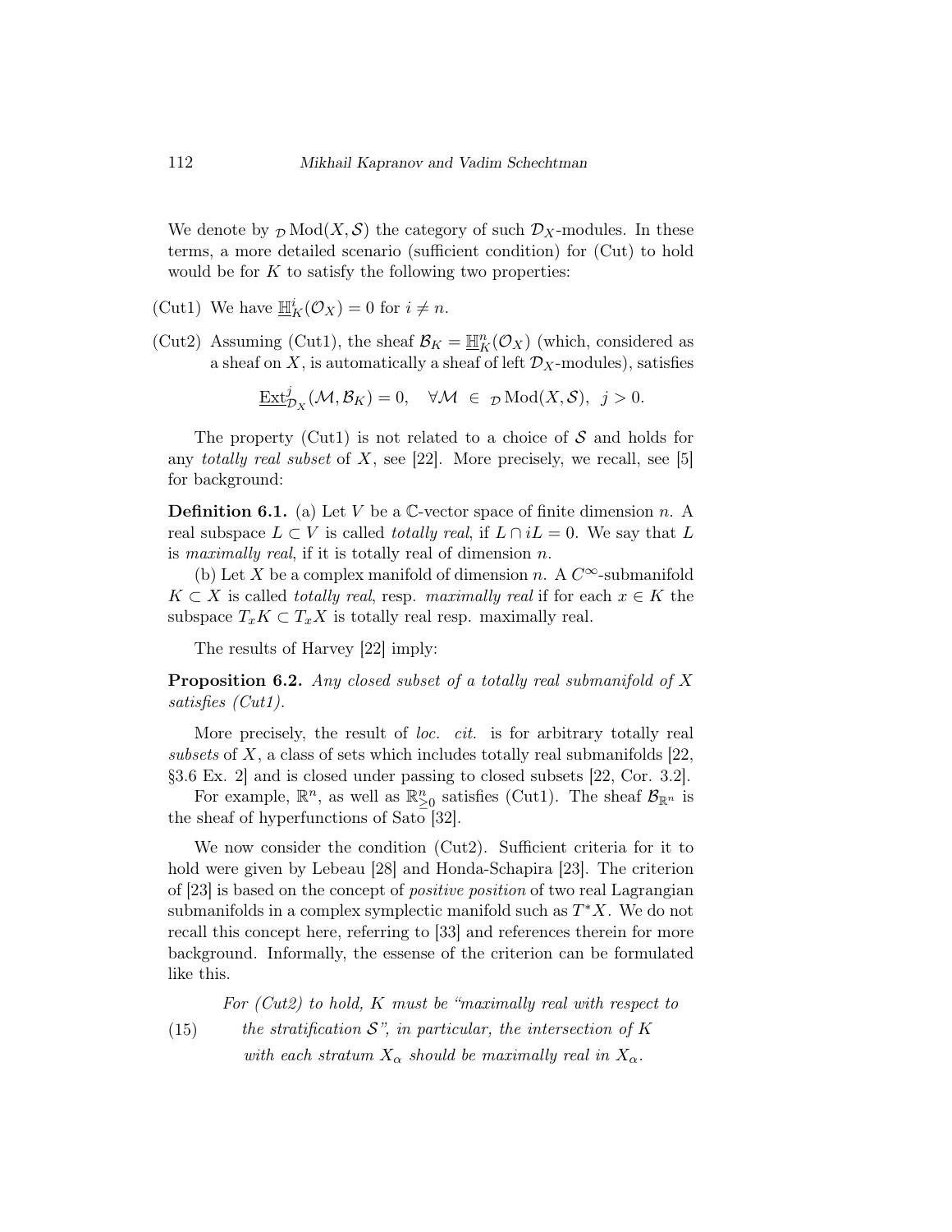We denote by ${}_{\mathcal{D}}\mathrm{Mod}(X, \mathcal{S})$ the category of such $\mathcal{D}_X$-modules. In these terms, a more detailed scenario (sufficient condition) for (Cut) to hold would be for $K$ to satisfy the following two properties:

(Cut1) We have $\underline{\mathbb{H}}^i_K(\mathcal{O}_X) = 0$ for $i \neq n$.

(Cut2) Assuming (Cut1), the sheaf $\mathcal{B}_K = \underline{\mathbb{H}}^n_K(\mathcal{O}_X)$ (which, considered as a sheaf on $X$, is automatically a sheaf of left $\mathcal{D}_X$-modules), satisfies

$$\underline{\mathrm{Ext}}^j_{\mathcal{D}_X}(\mathcal{M}, \mathcal{B}_K) = 0, \quad \forall \mathcal{M} \in {}_{\mathcal{D}}\mathrm{Mod}(X, \mathcal{S}), \; j > 0.$$

The property (Cut1) is not related to a choice of $\mathcal{S}$ and holds for any *totally real subset* of $X$, see [22]. More precisely, we recall, see [5] for background:

**Definition 6.1.** (a) Let $V$ be a $\mathbb{C}$-vector space of finite dimension $n$. A real subspace $L \subset V$ is called *totally real*, if $L \cap iL = 0$. We say that $L$ is *maximally real*, if it is totally real of dimension $n$.

(b) Let $X$ be a complex manifold of dimension $n$. A $C^\infty$-submanifold $K \subset X$ is called *totally real*, resp. *maximally real* if for each $x \in K$ the subspace $T_x K \subset T_x X$ is totally real resp. maximally real.

The results of Harvey [22] imply:

**Proposition 6.2.** *Any closed subset of a totally real submanifold of $X$ satisfies (Cut1).*

More precisely, the result of *loc. cit.* is for arbitrary totally real *subsets* of $X$, a class of sets which includes totally real submanifolds [22, §3.6 Ex. 2] and is closed under passing to closed subsets [22, Cor. 3.2].

For example, $\mathbb{R}^n$, as well as $\mathbb{R}^n_{\geq 0}$ satisfies (Cut1). The sheaf $\mathcal{B}_{\mathbb{R}^n}$ is the sheaf of hyperfunctions of Sato [32].

We now consider the condition (Cut2). Sufficient criteria for it to hold were given by Lebeau [28] and Honda-Schapira [23]. The criterion of [23] is based on the concept of *positive position* of two real Lagrangian submanifolds in a complex symplectic manifold such as $T^*X$. We do not recall this concept here, referring to [33] and references therein for more background. Informally, the essense of the criterion can be formulated like this.

(15) *For (Cut2) to hold, $K$ must be "maximally real with respect to the stratification $\mathcal{S}$", in particular, the intersection of $K$ with each stratum $X_\alpha$ should be maximally real in $X_\alpha$.*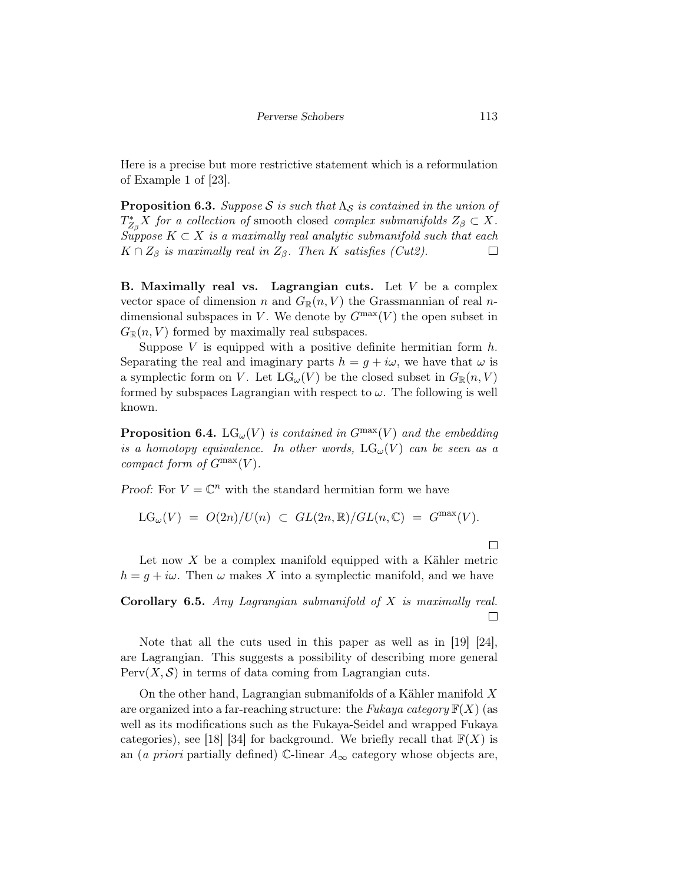Here is a precise but more restrictive statement which is a reformulation of Example 1 of [23].

**Proposition 6.3.** *Suppose $\mathcal{S}$ is such that $\Lambda_{\mathcal{S}}$ is contained in the union of $T^*_{Z_\beta}X$ for a collection of* smooth closed *complex submanifolds $Z_\beta \subset X$. Suppose $K \subset X$ is a maximally real analytic submanifold such that each $K \cap Z_\beta$ is maximally real in $Z_\beta$. Then $K$ satisfies (Cut2).* □

**B. Maximally real vs. Lagrangian cuts.** Let $V$ be a complex vector space of dimension $n$ and $G_{\mathbb{R}}(n, V)$ the Grassmannian of real $n$-dimensional subspaces in $V$. We denote by $G^{\max}(V)$ the open subset in $G_{\mathbb{R}}(n, V)$ formed by maximally real subspaces.

Suppose $V$ is equipped with a positive definite hermitian form $h$. Separating the real and imaginary parts $h = g + i\omega$, we have that $\omega$ is a symplectic form on $V$. Let $\mathrm{LG}_\omega(V)$ be the closed subset in $G_{\mathbb{R}}(n, V)$ formed by subspaces Lagrangian with respect to $\omega$. The following is well known.

**Proposition 6.4.** *$\mathrm{LG}_\omega(V)$ is contained in $G^{\max}(V)$ and the embedding is a homotopy equivalence. In other words, $\mathrm{LG}_\omega(V)$ can be seen as a compact form of $G^{\max}(V)$.*

*Proof:* For $V = \mathbb{C}^n$ with the standard hermitian form we have

$$\mathrm{LG}_\omega(V) \ = \ O(2n)/U(n) \ \subset \ GL(2n, \mathbb{R})/GL(n, \mathbb{C}) \ = \ G^{\max}(V).$$

□

Let now $X$ be a complex manifold equipped with a Kähler metric $h = g + i\omega$. Then $\omega$ makes $X$ into a symplectic manifold, and we have

**Corollary 6.5.** *Any Lagrangian submanifold of $X$ is maximally real.* □

Note that all the cuts used in this paper as well as in [19] [24], are Lagrangian. This suggests a possibility of describing more general $\mathrm{Perv}(X, \mathcal{S})$ in terms of data coming from Lagrangian cuts.

On the other hand, Lagrangian submanifolds of a Kähler manifold $X$ are organized into a far-reaching structure: the *Fukaya category* $\mathbb{F}(X)$ (as well as its modifications such as the Fukaya-Seidel and wrapped Fukaya categories), see [18] [34] for background. We briefly recall that $\mathbb{F}(X)$ is an (*a priori* partially defined) $\mathbb{C}$-linear $A_\infty$ category whose objects are,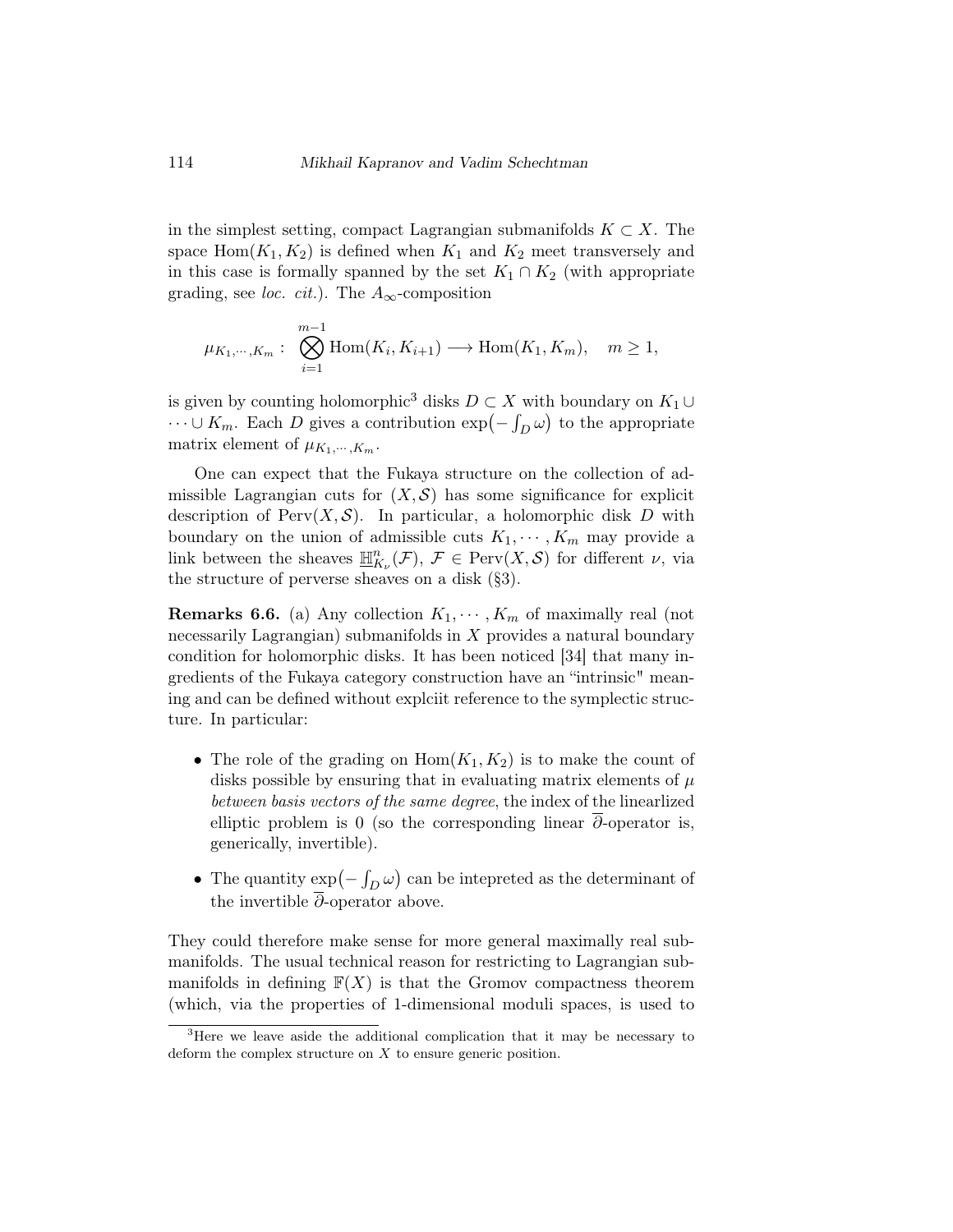in the simplest setting, compact Lagrangian submanifolds $K \subset X$. The space $\mathrm{Hom}(K_1, K_2)$ is defined when $K_1$ and $K_2$ meet transversely and in this case is formally spanned by the set $K_1 \cap K_2$ (with appropriate grading, see *loc. cit.*). The $A_\infty$-composition

$$\mu_{K_1,\cdots,K_m} : \bigotimes_{i=1}^{m-1} \mathrm{Hom}(K_i, K_{i+1}) \longrightarrow \mathrm{Hom}(K_1, K_m), \quad m \geq 1,$$

is given by counting holomorphic[3] disks $D \subset X$ with boundary on $K_1 \cup \cdots \cup K_m$. Each $D$ gives a contribution $\exp\bigl(-\int_D \omega\bigr)$ to the appropriate matrix element of $\mu_{K_1,\cdots,K_m}$.

One can expect that the Fukaya structure on the collection of admissible Lagrangian cuts for $(X, \mathcal{S})$ has some significance for explicit description of $\mathrm{Perv}(X, \mathcal{S})$. In particular, a holomorphic disk $D$ with boundary on the union of admissible cuts $K_1, \cdots, K_m$ may provide a link between the sheaves $\underline{\mathbb{H}}^n_{K_\nu}(\mathcal{F})$, $\mathcal{F} \in \mathrm{Perv}(X, \mathcal{S})$ for different $\nu$, via the structure of perverse sheaves on a disk (§3).

**Remarks 6.6.** (a) Any collection $K_1, \cdots, K_m$ of maximally real (not necessarily Lagrangian) submanifolds in $X$ provides a natural boundary condition for holomorphic disks. It has been noticed [34] that many ingredients of the Fukaya category construction have an "intrinsic" meaning and can be defined without explciit reference to the symplectic structure. In particular:

- The role of the grading on $\mathrm{Hom}(K_1, K_2)$ is to make the count of disks possible by ensuring that in evaluating matrix elements of $\mu$ *between basis vectors of the same degree*, the index of the linearlized elliptic problem is 0 (so the corresponding linear $\overline{\partial}$-operator is, generically, invertible).
- The quantity $\exp\bigl(-\int_D \omega\bigr)$ can be intepreted as the determinant of the invertible $\overline{\partial}$-operator above.

They could therefore make sense for more general maximally real submanifolds. The usual technical reason for restricting to Lagrangian submanifolds in defining $\mathbb{F}(X)$ is that the Gromov compactness theorem (which, via the properties of 1-dimensional moduli spaces, is used to

[3]Here we leave aside the additional complication that it may be necessary to deform the complex structure on $X$ to ensure generic position.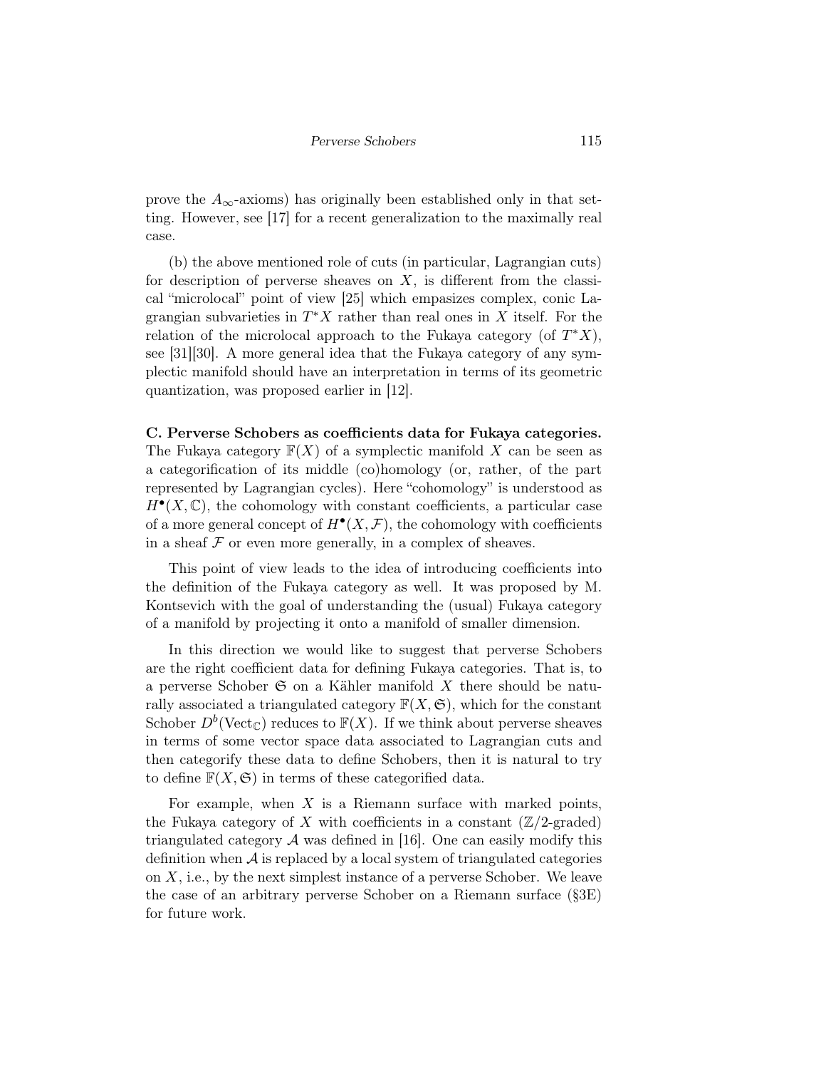prove the $A_\infty$-axioms) has originally been established only in that setting. However, see [17] for a recent generalization to the maximally real case.

(b) the above mentioned role of cuts (in particular, Lagrangian cuts) for description of perverse sheaves on $X$, is different from the classical "microlocal" point of view [25] which empasizes complex, conic Lagrangian subvarieties in $T^*X$ rather than real ones in $X$ itself. For the relation of the microlocal approach to the Fukaya category (of $T^*X$), see [31][30]. A more general idea that the Fukaya category of any symplectic manifold should have an interpretation in terms of its geometric quantization, was proposed earlier in [12].

**C. Perverse Schobers as coefficients data for Fukaya categories.** The Fukaya category $\mathbb{F}(X)$ of a symplectic manifold $X$ can be seen as a categorification of its middle (co)homology (or, rather, of the part represented by Lagrangian cycles). Here "cohomology" is understood as $H^\bullet(X, \mathbb{C})$, the cohomology with constant coefficients, a particular case of a more general concept of $H^\bullet(X, \mathcal{F})$, the cohomology with coefficients in a sheaf $\mathcal{F}$ or even more generally, in a complex of sheaves.

This point of view leads to the idea of introducing coefficients into the definition of the Fukaya category as well. It was proposed by M. Kontsevich with the goal of understanding the (usual) Fukaya category of a manifold by projecting it onto a manifold of smaller dimension.

In this direction we would like to suggest that perverse Schobers are the right coefficient data for defining Fukaya categories. That is, to a perverse Schober $\mathfrak{S}$ on a Kähler manifold $X$ there should be naturally associated a triangulated category $\mathbb{F}(X, \mathfrak{S})$, which for the constant Schober $D^b(\mathrm{Vect}_\mathbb{C})$ reduces to $\mathbb{F}(X)$. If we think about perverse sheaves in terms of some vector space data associated to Lagrangian cuts and then categorify these data to define Schobers, then it is natural to try to define $\mathbb{F}(X, \mathfrak{S})$ in terms of these categorified data.

For example, when $X$ is a Riemann surface with marked points, the Fukaya category of $X$ with coefficients in a constant ($\mathbb{Z}/2$-graded) triangulated category $\mathcal{A}$ was defined in [16]. One can easily modify this definition when $\mathcal{A}$ is replaced by a local system of triangulated categories on $X$, i.e., by the next simplest instance of a perverse Schober. We leave the case of an arbitrary perverse Schober on a Riemann surface (§3E) for future work.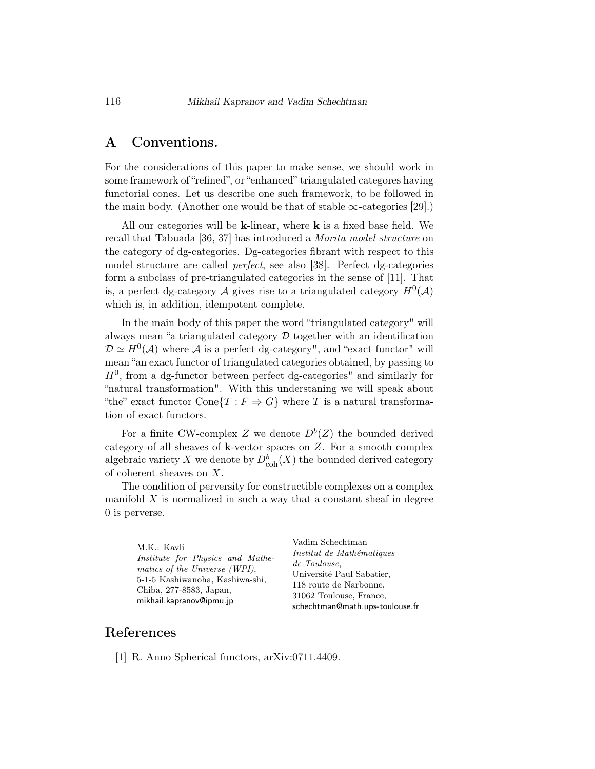## A Conventions.

For the considerations of this paper to make sense, we should work in some framework of "refined", or "enhanced" triangulated categores having functorial cones. Let us describe one such framework, to be followed in the main body. (Another one would be that of stable $\infty$-categories [29].)

All our categories will be $\mathbf{k}$-linear, where $\mathbf{k}$ is a fixed base field. We recall that Tabuada [36, 37] has introduced a *Morita model structure* on the category of dg-categories. Dg-categories fibrant with respect to this model structure are called *perfect*, see also [38]. Perfect dg-categories form a subclass of pre-triangulated categories in the sense of [11]. That is, a perfect dg-category $\mathcal{A}$ gives rise to a triangulated category $H^0(\mathcal{A})$ which is, in addition, idempotent complete.

In the main body of this paper the word "triangulated category" will always mean "a triangulated category $\mathcal{D}$ together with an identification $\mathcal{D} \simeq H^0(\mathcal{A})$ where $\mathcal{A}$ is a perfect dg-category", and "exact functor" will mean "an exact functor of triangulated categories obtained, by passing to $H^0$, from a dg-functor between perfect dg-categories" and similarly for "natural transformation". With this understaning we will speak about "the" exact functor $\mathrm{Cone}\{T : F \Rightarrow G\}$ where $T$ is a natural transformation of exact functors.

For a finite CW-complex $Z$ we denote $D^b(Z)$ the bounded derived category of all sheaves of $\mathbf{k}$-vector spaces on $Z$. For a smooth complex algebraic variety $X$ we denote by $D^b_{\mathrm{coh}}(X)$ the bounded derived category of coherent sheaves on $X$.

The condition of perversity for constructible complexes on a complex manifold $X$ is normalized in such a way that a constant sheaf in degree 0 is perverse.

M.K.: Kavli
*Institute for Physics and Mathematics of the Universe (WPI)*,
5-1-5 Kashiwanoha, Kashiwa-shi,
Chiba, 277-8583, Japan,
mikhail.kapranov@ipmu.jp

Vadim Schechtman
*Institut de Mathématiques de Toulouse*,
Université Paul Sabatier,
118 route de Narbonne,
31062 Toulouse, France,
schechtman@math.ups-toulouse.fr

# References

[1] R. Anno Spherical functors, arXiv:0711.4409.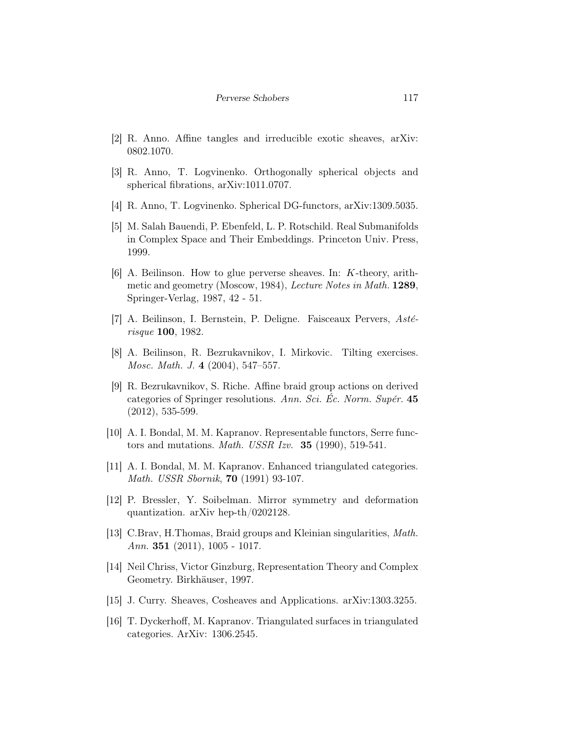[2] R. Anno. Affine tangles and irreducible exotic sheaves, arXiv: 0802.1070.

[3] R. Anno, T. Logvinenko. Orthogonally spherical objects and spherical fibrations, arXiv:1011.0707.

[4] R. Anno, T. Logvinenko. Spherical DG-functors, arXiv:1309.5035.

[5] M. Salah Bauendi, P. Ebenfeld, L. P. Rotschild. Real Submanifolds in Complex Space and Their Embeddings. Princeton Univ. Press, 1999.

[6] A. Beilinson. How to glue perverse sheaves. In: $K$-theory, arithmetic and geometry (Moscow, 1984), *Lecture Notes in Math.* **1289**, Springer-Verlag, 1987, 42 - 51.

[7] A. Beilinson, I. Bernstein, P. Deligne. Faisceaux Pervers, *Astérisque* **100**, 1982.

[8] A. Beilinson, R. Bezrukavnikov, I. Mirkovic. Tilting exercises. *Mosc. Math. J.* **4** (2004), 547–557.

[9] R. Bezrukavnikov, S. Riche. Affine braid group actions on derived categories of Springer resolutions. *Ann. Sci. Éc. Norm. Supér.* **45** (2012), 535-599.

[10] A. I. Bondal, M. M. Kapranov. Representable functors, Serre functors and mutations. *Math. USSR Izv.* **35** (1990), 519-541.

[11] A. I. Bondal, M. M. Kapranov. Enhanced triangulated categories. *Math. USSR Sbornik*, **70** (1991) 93-107.

[12] P. Bressler, Y. Soibelman. Mirror symmetry and deformation quantization. arXiv hep-th/0202128.

[13] C.Brav, H.Thomas, Braid groups and Kleinian singularities, *Math. Ann.* **351** (2011), 1005 - 1017.

[14] Neil Chriss, Victor Ginzburg, Representation Theory and Complex Geometry. Birkhäuser, 1997.

[15] J. Curry. Sheaves, Cosheaves and Applications. arXiv:1303.3255.

[16] T. Dyckerhoff, M. Kapranov. Triangulated surfaces in triangulated categories. ArXiv: 1306.2545.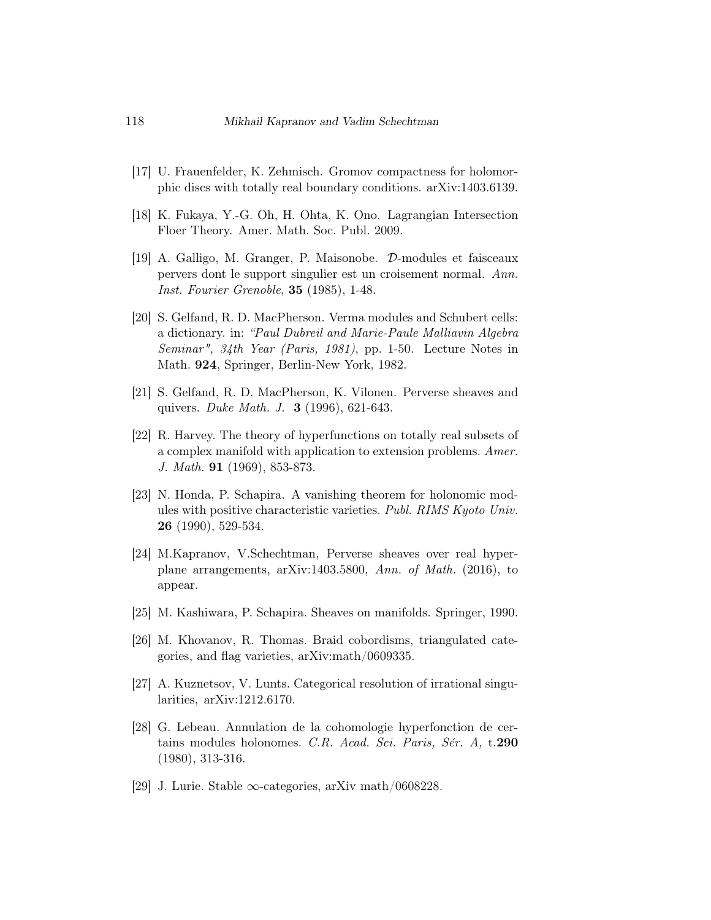[17] U. Frauenfelder, K. Zehmisch. Gromov compactness for holomorphic discs with totally real boundary conditions. arXiv:1403.6139.

[18] K. Fukaya, Y.-G. Oh, H. Ohta, K. Ono. Lagrangian Intersection Floer Theory. Amer. Math. Soc. Publ. 2009.

[19] A. Galligo, M. Granger, P. Maisonobe. $\mathcal{D}$-modules et faisceaux pervers dont le support singulier est un croisement normal. *Ann. Inst. Fourier Grenoble*, **35** (1985), 1-48.

[20] S. Gelfand, R. D. MacPherson. Verma modules and Schubert cells: a dictionary. in: *"Paul Dubreil and Marie-Paule Malliavin Algebra Seminar", 34th Year (Paris, 1981)*, pp. 1-50. Lecture Notes in Math. **924**, Springer, Berlin-New York, 1982.

[21] S. Gelfand, R. D. MacPherson, K. Vilonen. Perverse sheaves and quivers. *Duke Math. J.* **3** (1996), 621-643.

[22] R. Harvey. The theory of hyperfunctions on totally real subsets of a complex manifold with application to extension problems. *Amer. J. Math.* **91** (1969), 853-873.

[23] N. Honda, P. Schapira. A vanishing theorem for holonomic modules with positive characteristic varieties. *Publ. RIMS Kyoto Univ.* **26** (1990), 529-534.

[24] M.Kapranov, V.Schechtman, Perverse sheaves over real hyperplane arrangements, arXiv:1403.5800, *Ann. of Math.* (2016), to appear.

[25] M. Kashiwara, P. Schapira. Sheaves on manifolds. Springer, 1990.

[26] M. Khovanov, R. Thomas. Braid cobordisms, triangulated categories, and flag varieties, arXiv:math/0609335.

[27] A. Kuznetsov, V. Lunts. Categorical resolution of irrational singularities, arXiv:1212.6170.

[28] G. Lebeau. Annulation de la cohomologie hyperfonction de certains modules holonomes. *C.R. Acad. Sci. Paris, Sér. A,* t.**290** (1980), 313-316.

[29] J. Lurie. Stable $\infty$-categories, arXiv math/0608228.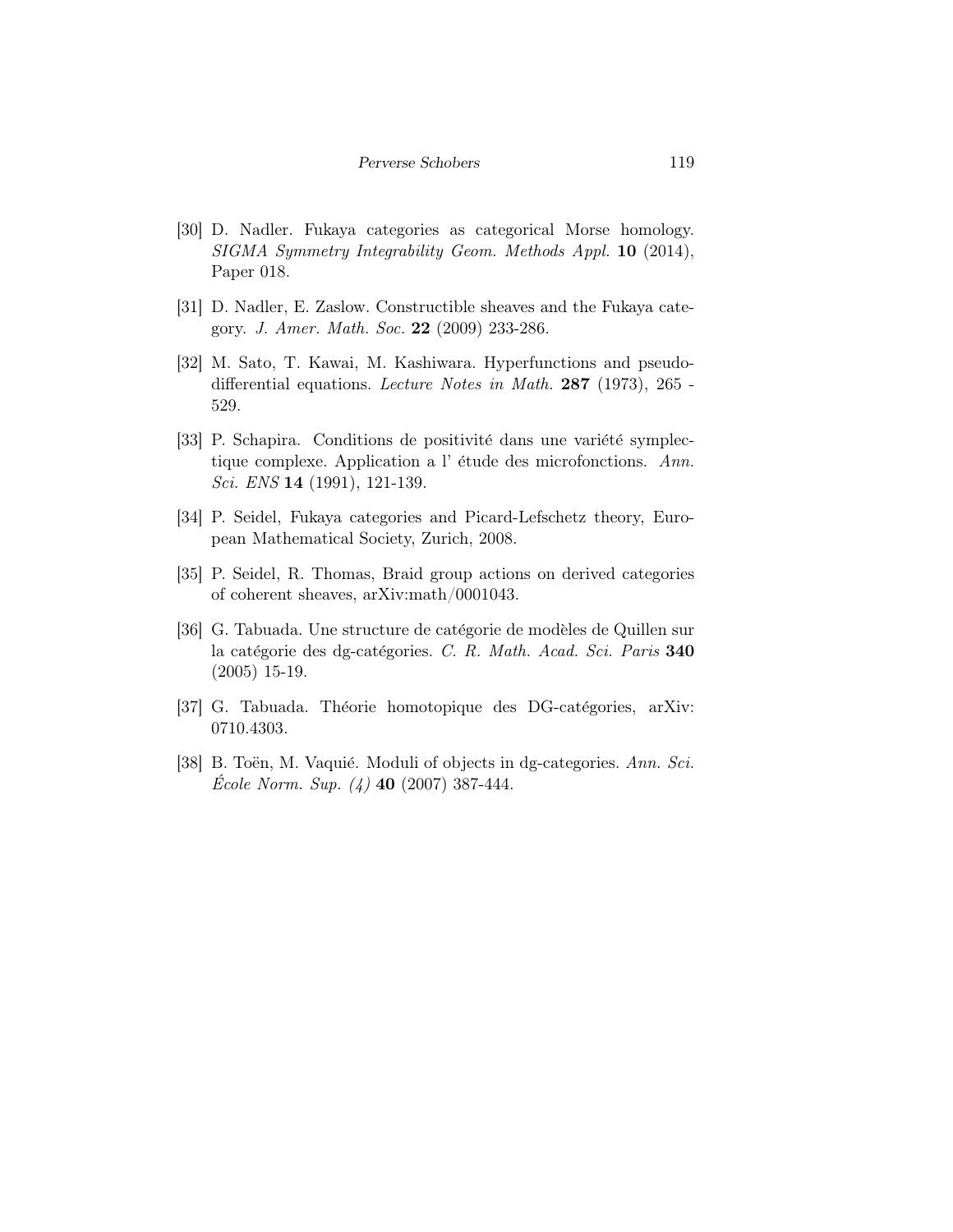[30] D. Nadler. Fukaya categories as categorical Morse homology. *SIGMA Symmetry Integrability Geom. Methods Appl.* **10** (2014), Paper 018.

[31] D. Nadler, E. Zaslow. Constructible sheaves and the Fukaya category. *J. Amer. Math. Soc.* **22** (2009) 233-286.

[32] M. Sato, T. Kawai, M. Kashiwara. Hyperfunctions and pseudodifferential equations. *Lecture Notes in Math.* **287** (1973), 265 - 529.

[33] P. Schapira. Conditions de positivité dans une variété symplectique complexe. Application a l' étude des microfonctions. *Ann. Sci. ENS* **14** (1991), 121-139.

[34] P. Seidel, Fukaya categories and Picard-Lefschetz theory, European Mathematical Society, Zurich, 2008.

[35] P. Seidel, R. Thomas, Braid group actions on derived categories of coherent sheaves, arXiv:math/0001043.

[36] G. Tabuada. Une structure de catégorie de modèles de Quillen sur la catégorie des dg-catégories. *C. R. Math. Acad. Sci. Paris* **340** (2005) 15-19.

[37] G. Tabuada. Théorie homotopique des DG-catégories, arXiv: 0710.4303.

[38] B. Toën, M. Vaquié. Moduli of objects in dg-categories. *Ann. Sci. École Norm. Sup. (4)* **40** (2007) 387-444.